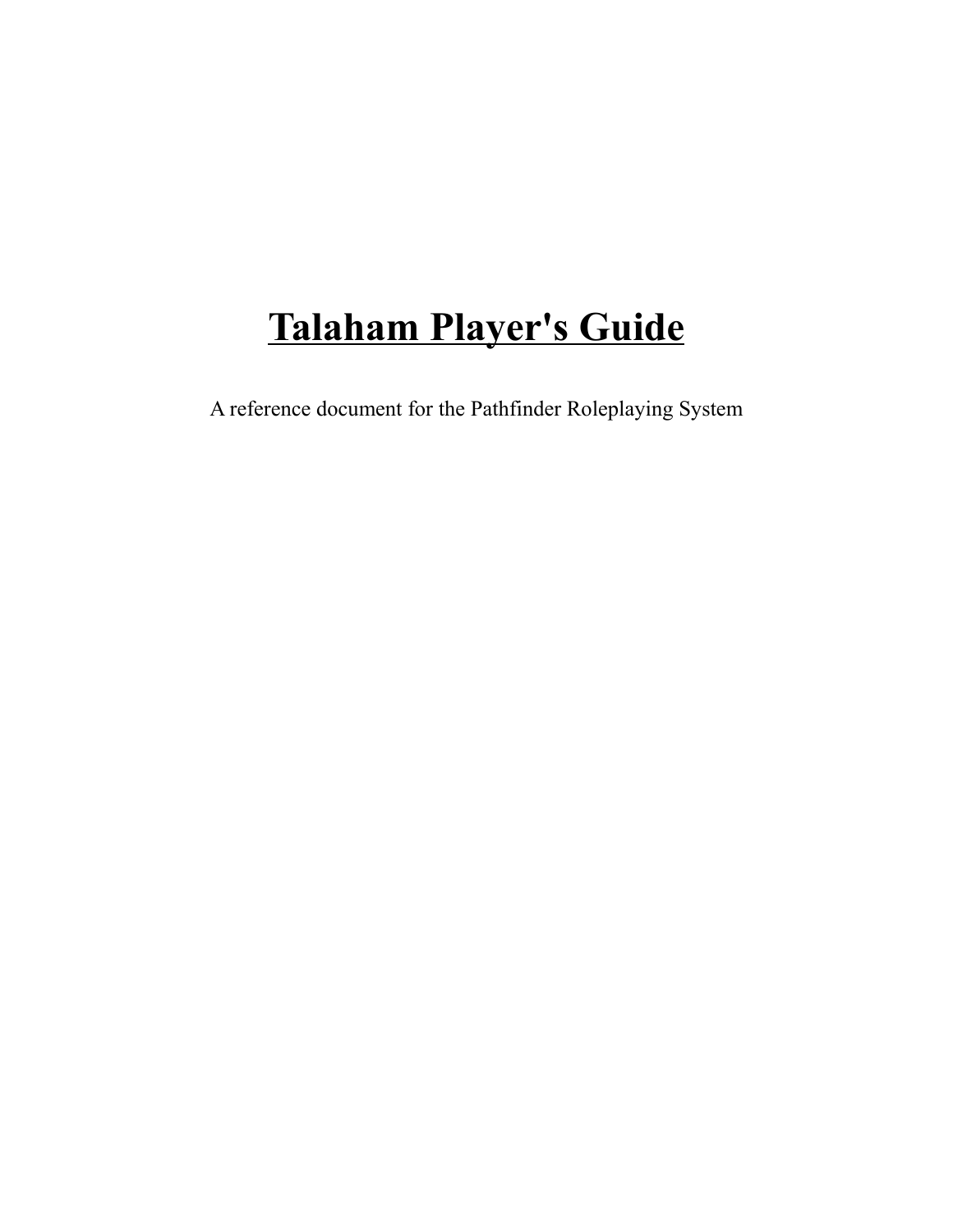# Talaham Player's Guide

A reference document for the Pathfinder Roleplaying System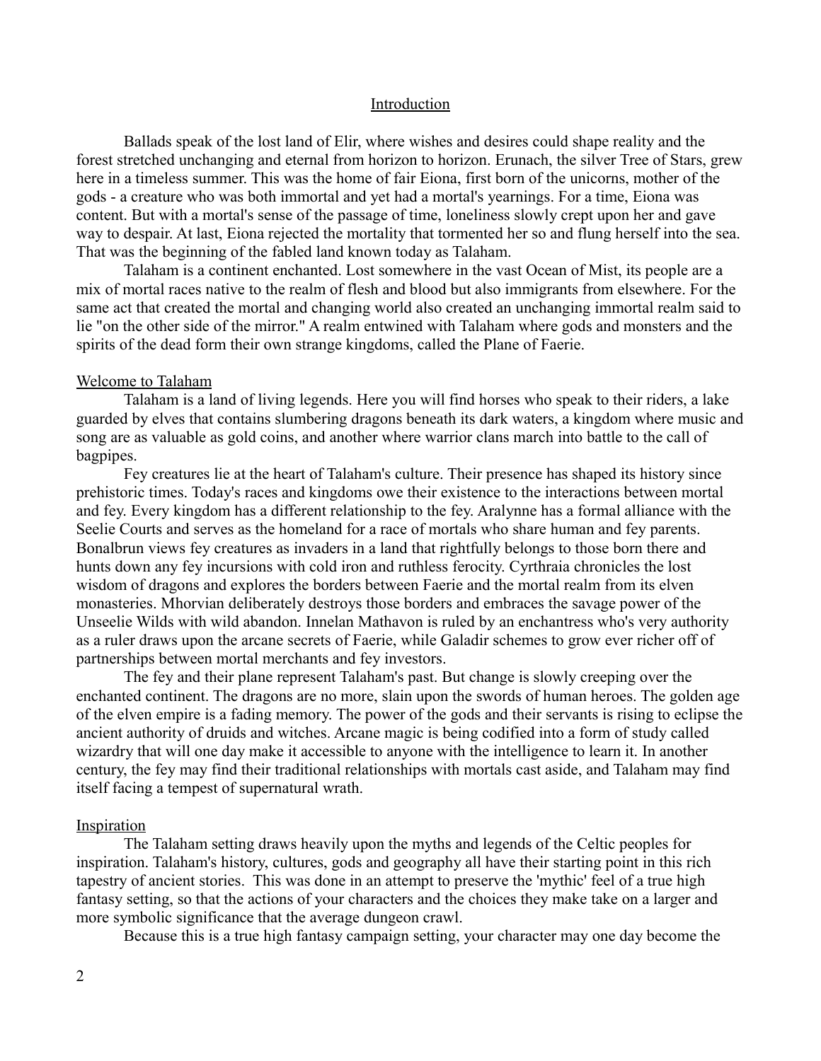# Introduction

Ballads speak of the lost land of Elir, where wishes and desires could shape reality and the forest stretched unchanging and eternal from horizon to horizon. Erunach, the silver Tree of Stars, grew here in a timeless summer. This was the home of fair Eiona, first born of the unicorns, mother of the gods - a creature who was both immortal and yet had a mortal's yearnings. For a time, Eiona was content. But with a mortal's sense of the passage of time, loneliness slowly crept upon her and gave way to despair. At last, Eiona rejected the mortality that tormented her so and flung herself into the sea. That was the beginning of the fabled land known today as Talaham.

Talaham is a continent enchanted. Lost somewhere in the vast Ocean of Mist, its people are a mix of mortal races native to the realm of flesh and blood but also immigrants from elsewhere. For the same act that created the mortal and changing world also created an unchanging immortal realm said to lie "on the other side of the mirror." A realm entwined with Talaham where gods and monsters and the spirits of the dead form their own strange kingdoms, called the Plane of Faerie.

## Welcome to Talaham

Talaham is a land of living legends. Here you will find horses who speak to their riders, a lake guarded by elves that contains slumbering dragons beneath its dark waters, a kingdom where music and song are as valuable as gold coins, and another where warrior clans march into battle to the call of bagpipes.

Fey creatures lie at the heart of Talaham's culture. Their presence has shaped its history since prehistoric times. Today's races and kingdoms owe their existence to the interactions between mortal and fey. Every kingdom has a different relationship to the fey. Aralynne has a formal alliance with the Seelie Courts and serves as the homeland for a race of mortals who share human and fey parents. Bonalbrun views fey creatures as invaders in a land that rightfully belongs to those born there and hunts down any fey incursions with cold iron and ruthless ferocity. Cyrthraia chronicles the lost wisdom of dragons and explores the borders between Faerie and the mortal realm from its elven monasteries. Mhorvian deliberately destroys those borders and embraces the savage power of the Unseelie Wilds with wild abandon. Innelan Mathavon is ruled by an enchantress who's very authority as a ruler draws upon the arcane secrets of Faerie, while Galadir schemes to grow ever richer off of partnerships between mortal merchants and fey investors.

The fey and their plane represent Talaham's past. But change is slowly creeping over the enchanted continent. The dragons are no more, slain upon the swords of human heroes. The golden age of the elven empire is a fading memory. The power of the gods and their servants is rising to eclipse the ancient authority of druids and witches. Arcane magic is being codified into a form of study called wizardry that will one day make it accessible to anyone with the intelligence to learn it. In another century, the fey may find their traditional relationships with mortals cast aside, and Talaham may find itself facing a tempest of supernatural wrath.

## Inspiration

The Talaham setting draws heavily upon the myths and legends of the Celtic peoples for inspiration. Talaham's history, cultures, gods and geography all have their starting point in this rich tapestry of ancient stories. This was done in an attempt to preserve the 'mythic' feel of a true high fantasy setting, so that the actions of your characters and the choices they make take on a larger and more symbolic significance that the average dungeon crawl.

Because this is a true high fantasy campaign setting, your character may one day become the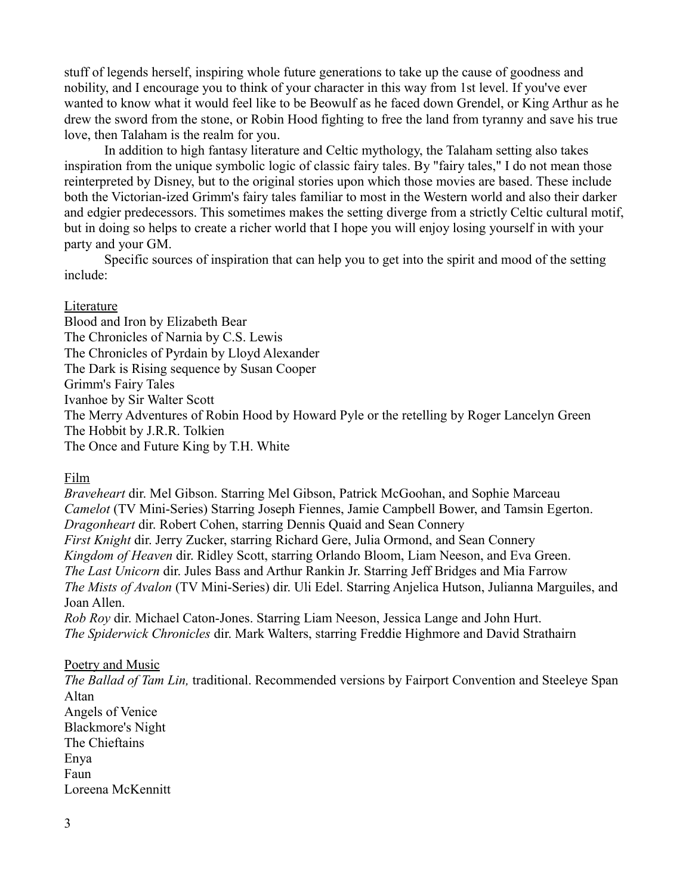stuff of legends herself, inspiring whole future generations to take up the cause of goodness and nobility, and I encourage you to think of your character in this way from 1st level. If you've ever wanted to know what it would feel like to be Beowulf as he faced down Grendel, or King Arthur as he drew the sword from the stone, or Robin Hood fighting to free the land from tyranny and save his true love, then Talaham is the realm for you.

In addition to high fantasy literature and Celtic mythology, the Talaham setting also takes inspiration from the unique symbolic logic of classic fairy tales. By "fairy tales," I do not mean those reinterpreted by Disney, but to the original stories upon which those movies are based. These include both the Victorian-ized Grimm's fairy tales familiar to most in the Western world and also their darker and edgier predecessors. This sometimes makes the setting diverge from a strictly Celtic cultural motif, but in doing so helps to create a richer world that I hope you will enjoy losing yourself in with your party and your GM.

Specific sources of inspiration that can help you to get into the spirit and mood of the setting include:

<u>Literature</u>

Blood and Iron by Elizabeth Bear
The Chronicles of Narnia by C.S. Lewis
The Chronicles of Pyrdain by Lloyd Alexander
The Dark is Rising sequence by Susan Cooper
Grimm's Fairy Tales
Ivanhoe by Sir Walter Scott
The Merry Adventures of Robin Hood by Howard Pyle or the retelling by Roger Lancelyn Green
The Hobbit by J.R.R. Tolkien
The Once and Future King by T.H. White

<u>Film</u>

*Braveheart* dir. Mel Gibson. Starring Mel Gibson, Patrick McGoohan, and Sophie Marceau
*Camelot* (TV Mini-Series) Starring Joseph Fiennes, Jamie Campbell Bower, and Tamsin Egerton.
*Dragonheart* dir. Robert Cohen, starring Dennis Quaid and Sean Connery
*First Knight* dir. Jerry Zucker, starring Richard Gere, Julia Ormond, and Sean Connery
*Kingdom of Heaven* dir. Ridley Scott, starring Orlando Bloom, Liam Neeson, and Eva Green.
*The Last Unicorn* dir. Jules Bass and Arthur Rankin Jr. Starring Jeff Bridges and Mia Farrow
*The Mists of Avalon* (TV Mini-Series) dir. Uli Edel. Starring Anjelica Hutson, Julianna Marguiles, and Joan Allen.
*Rob Roy* dir. Michael Caton-Jones. Starring Liam Neeson, Jessica Lange and John Hurt.
*The Spiderwick Chronicles* dir. Mark Walters, starring Freddie Highmore and David Strathairn

<u>Poetry and Music</u>

*The Ballad of Tam Lin,* traditional. Recommended versions by Fairport Convention and Steeleye Span
Altan
Angels of Venice
Blackmore's Night
The Chieftains
Enya
Faun
Loreena McKennitt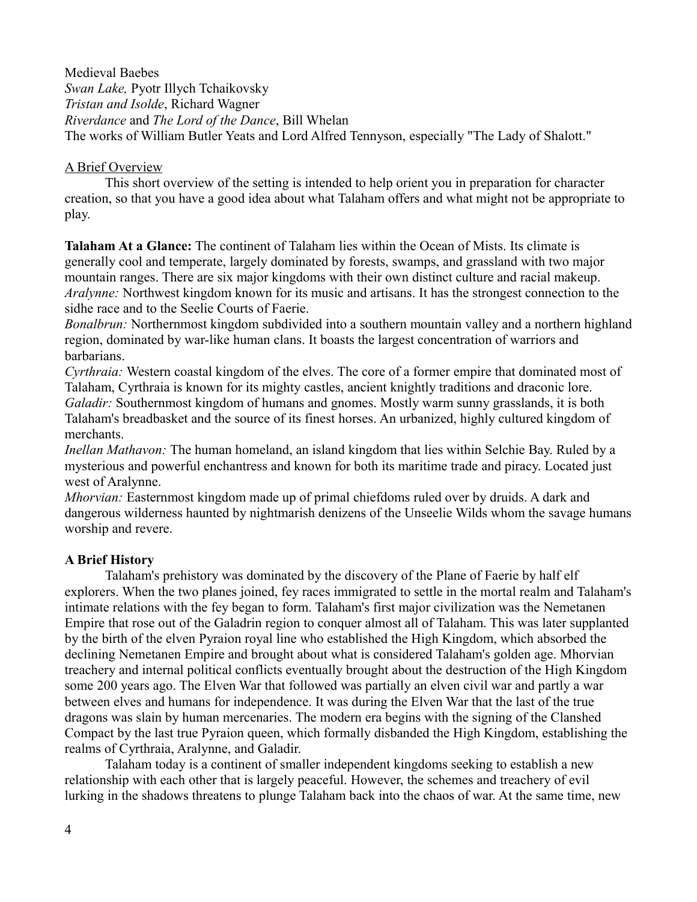Medieval Baebes
*Swan Lake,* Pyotr Illych Tchaikovsky
*Tristan and Isolde*, Richard Wagner
*Riverdance* and *The Lord of the Dance*, Bill Whelan
The works of William Butler Yeats and Lord Alfred Tennyson, especially "The Lady of Shalott."

## A Brief Overview

This short overview of the setting is intended to help orient you in preparation for character creation, so that you have a good idea about what Talaham offers and what might not be appropriate to play.

**Talaham At a Glance:** The continent of Talaham lies within the Ocean of Mists. Its climate is generally cool and temperate, largely dominated by forests, swamps, and grassland with two major mountain ranges. There are six major kingdoms with their own distinct culture and racial makeup.
*Aralynne:* Northwest kingdom known for its music and artisans. It has the strongest connection to the sidhe race and to the Seelie Courts of Faerie.
*Bonalbrun:* Northernmost kingdom subdivided into a southern mountain valley and a northern highland region, dominated by war-like human clans. It boasts the largest concentration of warriors and barbarians.
*Cyrthraia:* Western coastal kingdom of the elves. The core of a former empire that dominated most of Talaham, Cyrthraia is known for its mighty castles, ancient knightly traditions and draconic lore.
*Galadir:* Southernmost kingdom of humans and gnomes. Mostly warm sunny grasslands, it is both Talaham's breadbasket and the source of its finest horses. An urbanized, highly cultured kingdom of merchants.
*Inellan Mathavon:* The human homeland, an island kingdom that lies within Selchie Bay. Ruled by a mysterious and powerful enchantress and known for both its maritime trade and piracy. Located just west of Aralynne.
*Mhorvian:* Easternmost kingdom made up of primal chiefdoms ruled over by druids. A dark and dangerous wilderness haunted by nightmarish denizens of the Unseelie Wilds whom the savage humans worship and revere.

## A Brief History

Talaham's prehistory was dominated by the discovery of the Plane of Faerie by half elf explorers. When the two planes joined, fey races immigrated to settle in the mortal realm and Talaham's intimate relations with the fey began to form. Talaham's first major civilization was the Nemetanen Empire that rose out of the Galadrin region to conquer almost all of Talaham. This was later supplanted by the birth of the elven Pyraion royal line who established the High Kingdom, which absorbed the declining Nemetanen Empire and brought about what is considered Talaham's golden age. Mhorvian treachery and internal political conflicts eventually brought about the destruction of the High Kingdom some 200 years ago. The Elven War that followed was partially an elven civil war and partly a war between elves and humans for independence. It was during the Elven War that the last of the true dragons was slain by human mercenaries. The modern era begins with the signing of the Clanshed Compact by the last true Pyraion queen, which formally disbanded the High Kingdom, establishing the realms of Cyrthraia, Aralynne, and Galadir.

Talaham today is a continent of smaller independent kingdoms seeking to establish a new relationship with each other that is largely peaceful. However, the schemes and treachery of evil lurking in the shadows threatens to plunge Talaham back into the chaos of war. At the same time, new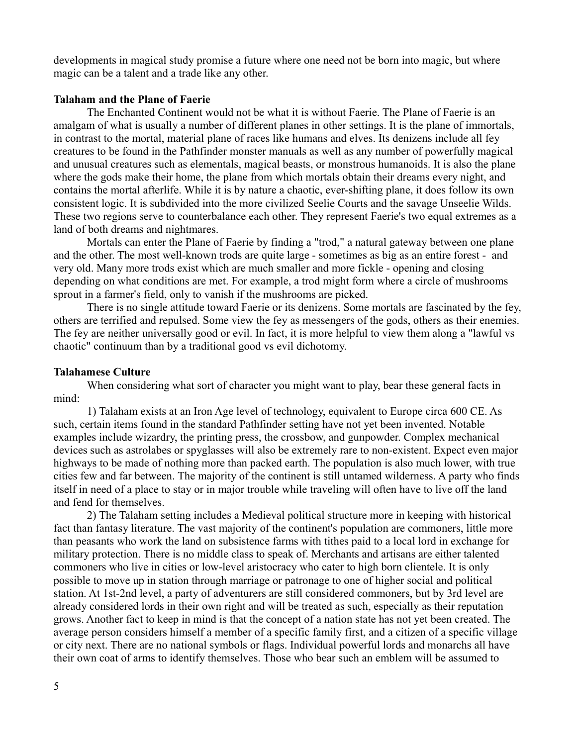developments in magical study promise a future where one need not be born into magic, but where magic can be a talent and a trade like any other.

**Talaham and the Plane of Faerie**

The Enchanted Continent would not be what it is without Faerie. The Plane of Faerie is an amalgam of what is usually a number of different planes in other settings. It is the plane of immortals, in contrast to the mortal, material plane of races like humans and elves. Its denizens include all fey creatures to be found in the Pathfinder monster manuals as well as any number of powerfully magical and unusual creatures such as elementals, magical beasts, or monstrous humanoids. It is also the plane where the gods make their home, the plane from which mortals obtain their dreams every night, and contains the mortal afterlife. While it is by nature a chaotic, ever-shifting plane, it does follow its own consistent logic. It is subdivided into the more civilized Seelie Courts and the savage Unseelie Wilds. These two regions serve to counterbalance each other. They represent Faerie's two equal extremes as a land of both dreams and nightmares.

Mortals can enter the Plane of Faerie by finding a "trod," a natural gateway between one plane and the other. The most well-known trods are quite large - sometimes as big as an entire forest - and very old. Many more trods exist which are much smaller and more fickle - opening and closing depending on what conditions are met. For example, a trod might form where a circle of mushrooms sprout in a farmer's field, only to vanish if the mushrooms are picked.

There is no single attitude toward Faerie or its denizens. Some mortals are fascinated by the fey, others are terrified and repulsed. Some view the fey as messengers of the gods, others as their enemies. The fey are neither universally good or evil. In fact, it is more helpful to view them along a "lawful vs chaotic" continuum than by a traditional good vs evil dichotomy.

**Talahamese Culture**

When considering what sort of character you might want to play, bear these general facts in mind:

1) Talaham exists at an Iron Age level of technology, equivalent to Europe circa 600 CE. As such, certain items found in the standard Pathfinder setting have not yet been invented. Notable examples include wizardry, the printing press, the crossbow, and gunpowder. Complex mechanical devices such as astrolabes or spyglasses will also be extremely rare to non-existent. Expect even major highways to be made of nothing more than packed earth. The population is also much lower, with true cities few and far between. The majority of the continent is still untamed wilderness. A party who finds itself in need of a place to stay or in major trouble while traveling will often have to live off the land and fend for themselves.

2) The Talaham setting includes a Medieval political structure more in keeping with historical fact than fantasy literature. The vast majority of the continent's population are commoners, little more than peasants who work the land on subsistence farms with tithes paid to a local lord in exchange for military protection. There is no middle class to speak of. Merchants and artisans are either talented commoners who live in cities or low-level aristocracy who cater to high born clientele. It is only possible to move up in station through marriage or patronage to one of higher social and political station. At 1st-2nd level, a party of adventurers are still considered commoners, but by 3rd level are already considered lords in their own right and will be treated as such, especially as their reputation grows. Another fact to keep in mind is that the concept of a nation state has not yet been created. The average person considers himself a member of a specific family first, and a citizen of a specific village or city next. There are no national symbols or flags. Individual powerful lords and monarchs all have their own coat of arms to identify themselves. Those who bear such an emblem will be assumed to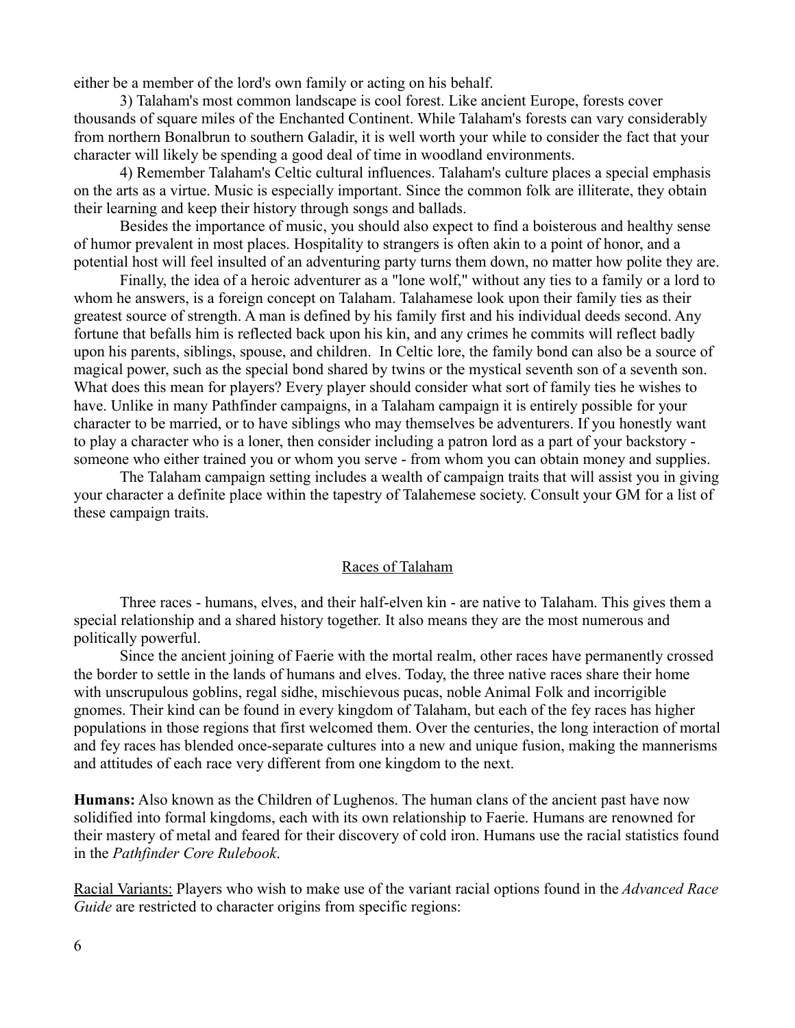either be a member of the lord's own family or acting on his behalf.

3) Talaham's most common landscape is cool forest. Like ancient Europe, forests cover thousands of square miles of the Enchanted Continent. While Talaham's forests can vary considerably from northern Bonalbrun to southern Galadir, it is well worth your while to consider the fact that your character will likely be spending a good deal of time in woodland environments.

4) Remember Talaham's Celtic cultural influences. Talaham's culture places a special emphasis on the arts as a virtue. Music is especially important. Since the common folk are illiterate, they obtain their learning and keep their history through songs and ballads.

Besides the importance of music, you should also expect to find a boisterous and healthy sense of humor prevalent in most places. Hospitality to strangers is often akin to a point of honor, and a potential host will feel insulted of an adventuring party turns them down, no matter how polite they are.

Finally, the idea of a heroic adventurer as a "lone wolf," without any ties to a family or a lord to whom he answers, is a foreign concept on Talaham. Talahamese look upon their family ties as their greatest source of strength. A man is defined by his family first and his individual deeds second. Any fortune that befalls him is reflected back upon his kin, and any crimes he commits will reflect badly upon his parents, siblings, spouse, and children. In Celtic lore, the family bond can also be a source of magical power, such as the special bond shared by twins or the mystical seventh son of a seventh son. What does this mean for players? Every player should consider what sort of family ties he wishes to have. Unlike in many Pathfinder campaigns, in a Talaham campaign it is entirely possible for your character to be married, or to have siblings who may themselves be adventurers. If you honestly want to play a character who is a loner, then consider including a patron lord as a part of your backstory - someone who either trained you or whom you serve - from whom you can obtain money and supplies.

The Talaham campaign setting includes a wealth of campaign traits that will assist you in giving your character a definite place within the tapestry of Talahemese society. Consult your GM for a list of these campaign traits.

## Races of Talaham

Three races - humans, elves, and their half-elven kin - are native to Talaham. This gives them a special relationship and a shared history together. It also means they are the most numerous and politically powerful.

Since the ancient joining of Faerie with the mortal realm, other races have permanently crossed the border to settle in the lands of humans and elves. Today, the three native races share their home with unscrupulous goblins, regal sidhe, mischievous pucas, noble Animal Folk and incorrigible gnomes. Their kind can be found in every kingdom of Talaham, but each of the fey races has higher populations in those regions that first welcomed them. Over the centuries, the long interaction of mortal and fey races has blended once-separate cultures into a new and unique fusion, making the mannerisms and attitudes of each race very different from one kingdom to the next.

**Humans:** Also known as the Children of Lughenos. The human clans of the ancient past have now solidified into formal kingdoms, each with its own relationship to Faerie. Humans are renowned for their mastery of metal and feared for their discovery of cold iron. Humans use the racial statistics found in the *Pathfinder Core Rulebook*.

Racial Variants: Players who wish to make use of the variant racial options found in the *Advanced Race Guide* are restricted to character origins from specific regions: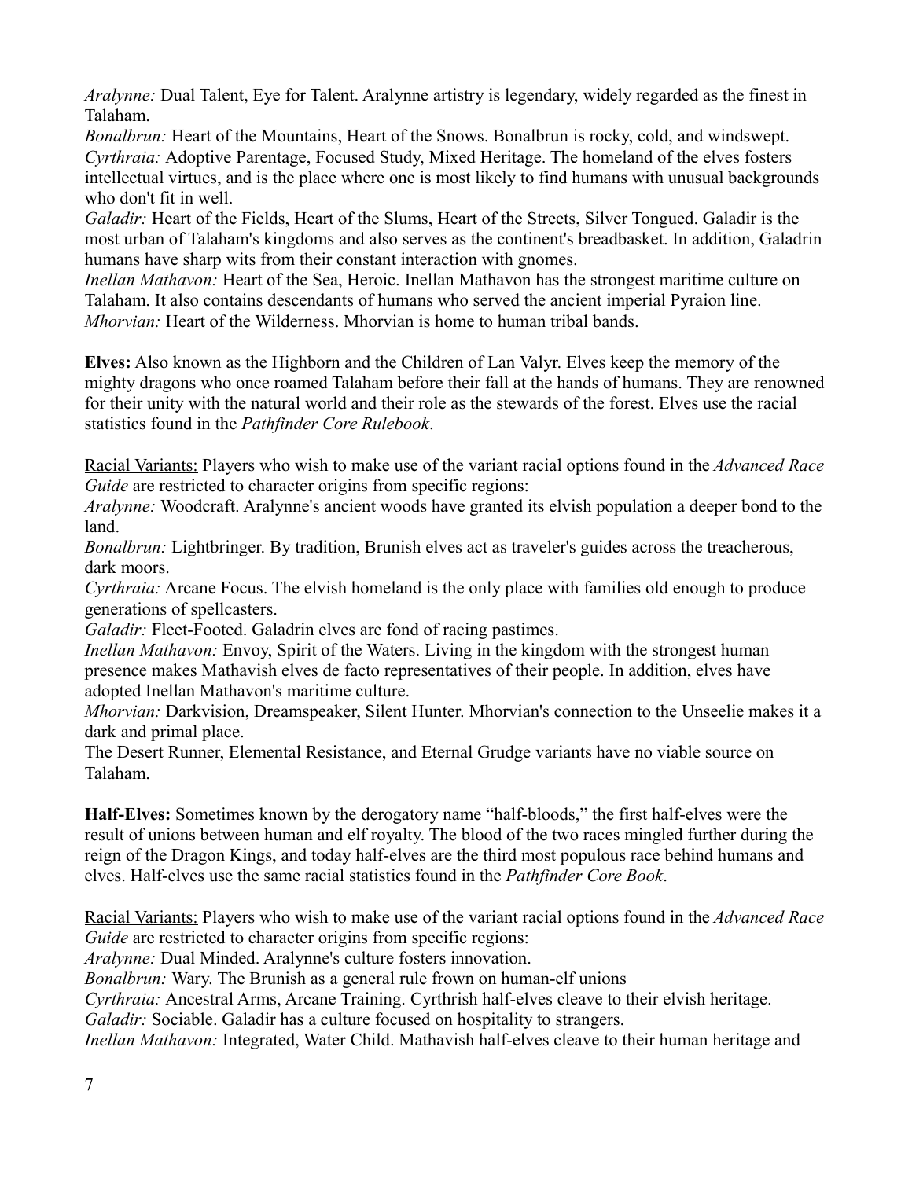*Aralynne:* Dual Talent, Eye for Talent. Aralynne artistry is legendary, widely regarded as the finest in Talaham.
*Bonalbrun:* Heart of the Mountains, Heart of the Snows. Bonalbrun is rocky, cold, and windswept.
*Cyrthraia:* Adoptive Parentage, Focused Study, Mixed Heritage. The homeland of the elves fosters intellectual virtues, and is the place where one is most likely to find humans with unusual backgrounds who don't fit in well.
*Galadir:* Heart of the Fields, Heart of the Slums, Heart of the Streets, Silver Tongued. Galadir is the most urban of Talaham's kingdoms and also serves as the continent's breadbasket. In addition, Galadrin humans have sharp wits from their constant interaction with gnomes.
*Inellan Mathavon:* Heart of the Sea, Heroic. Inellan Mathavon has the strongest maritime culture on Talaham. It also contains descendants of humans who served the ancient imperial Pyraion line.
*Mhorvian:* Heart of the Wilderness. Mhorvian is home to human tribal bands.

**Elves:** Also known as the Highborn and the Children of Lan Valyr. Elves keep the memory of the mighty dragons who once roamed Talaham before their fall at the hands of humans. They are renowned for their unity with the natural world and their role as the stewards of the forest. Elves use the racial statistics found in the *Pathfinder Core Rulebook*.

Racial Variants: Players who wish to make use of the variant racial options found in the *Advanced Race Guide* are restricted to character origins from specific regions:
*Aralynne:* Woodcraft. Aralynne's ancient woods have granted its elvish population a deeper bond to the land.
*Bonalbrun:* Lightbringer. By tradition, Brunish elves act as traveler's guides across the treacherous, dark moors.
*Cyrthraia:* Arcane Focus. The elvish homeland is the only place with families old enough to produce generations of spellcasters.
*Galadir:* Fleet-Footed. Galadrin elves are fond of racing pastimes.
*Inellan Mathavon:* Envoy, Spirit of the Waters. Living in the kingdom with the strongest human presence makes Mathavish elves de facto representatives of their people. In addition, elves have adopted Inellan Mathavon's maritime culture.
*Mhorvian:* Darkvision, Dreamspeaker, Silent Hunter. Mhorvian's connection to the Unseelie makes it a dark and primal place.
The Desert Runner, Elemental Resistance, and Eternal Grudge variants have no viable source on Talaham.

**Half-Elves:** Sometimes known by the derogatory name "half-bloods," the first half-elves were the result of unions between human and elf royalty. The blood of the two races mingled further during the reign of the Dragon Kings, and today half-elves are the third most populous race behind humans and elves. Half-elves use the same racial statistics found in the *Pathfinder Core Book*.

Racial Variants: Players who wish to make use of the variant racial options found in the *Advanced Race Guide* are restricted to character origins from specific regions:
*Aralynne:* Dual Minded. Aralynne's culture fosters innovation.
*Bonalbrun:* Wary. The Brunish as a general rule frown on human-elf unions
*Cyrthraia:* Ancestral Arms, Arcane Training. Cyrthrish half-elves cleave to their elvish heritage.
*Galadir:* Sociable. Galadir has a culture focused on hospitality to strangers.
*Inellan Mathavon:* Integrated, Water Child. Mathavish half-elves cleave to their human heritage and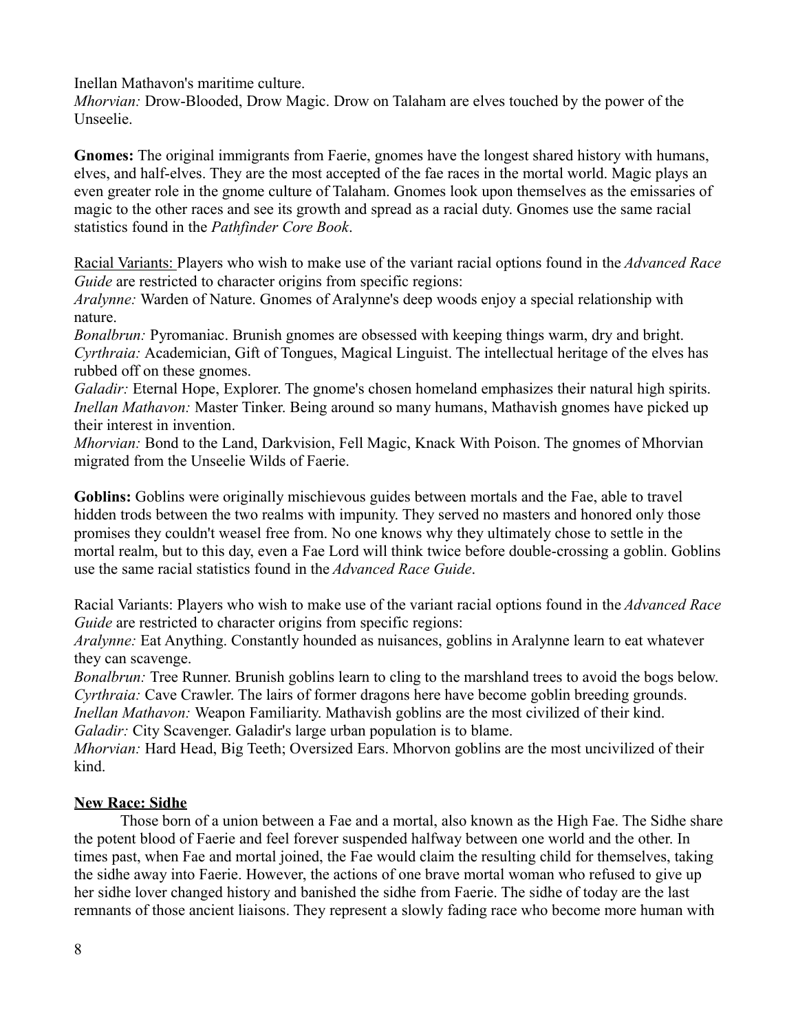Inellan Mathavon's maritime culture.
*Mhorvian:* Drow-Blooded, Drow Magic. Drow on Talaham are elves touched by the power of the Unseelie.

**Gnomes:** The original immigrants from Faerie, gnomes have the longest shared history with humans, elves, and half-elves. They are the most accepted of the fae races in the mortal world. Magic plays an even greater role in the gnome culture of Talaham. Gnomes look upon themselves as the emissaries of magic to the other races and see its growth and spread as a racial duty. Gnomes use the same racial statistics found in the *Pathfinder Core Book*.

Racial Variants: Players who wish to make use of the variant racial options found in the *Advanced Race Guide* are restricted to character origins from specific regions:
*Aralynne:* Warden of Nature. Gnomes of Aralynne's deep woods enjoy a special relationship with nature.
*Bonalbrun:* Pyromaniac. Brunish gnomes are obsessed with keeping things warm, dry and bright.
*Cyrthraia:* Academician, Gift of Tongues, Magical Linguist. The intellectual heritage of the elves has rubbed off on these gnomes.
*Galadir:* Eternal Hope, Explorer. The gnome's chosen homeland emphasizes their natural high spirits.
*Inellan Mathavon:* Master Tinker. Being around so many humans, Mathavish gnomes have picked up their interest in invention.
*Mhorvian:* Bond to the Land, Darkvision, Fell Magic, Knack With Poison. The gnomes of Mhorvian migrated from the Unseelie Wilds of Faerie.

**Goblins:** Goblins were originally mischievous guides between mortals and the Fae, able to travel hidden trods between the two realms with impunity. They served no masters and honored only those promises they couldn't weasel free from. No one knows why they ultimately chose to settle in the mortal realm, but to this day, even a Fae Lord will think twice before double-crossing a goblin. Goblins use the same racial statistics found in the *Advanced Race Guide*.

Racial Variants: Players who wish to make use of the variant racial options found in the *Advanced Race Guide* are restricted to character origins from specific regions:
*Aralynne:* Eat Anything. Constantly hounded as nuisances, goblins in Aralynne learn to eat whatever they can scavenge.
*Bonalbrun:* Tree Runner. Brunish goblins learn to cling to the marshland trees to avoid the bogs below.
*Cyrthraia:* Cave Crawler. The lairs of former dragons here have become goblin breeding grounds.
*Inellan Mathavon:* Weapon Familiarity. Mathavish goblins are the most civilized of their kind.
*Galadir:* City Scavenger. Galadir's large urban population is to blame.
*Mhorvian:* Hard Head, Big Teeth; Oversized Ears. Mhorvon goblins are the most uncivilized of their kind.

## New Race: Sidhe

Those born of a union between a Fae and a mortal, also known as the High Fae. The Sidhe share the potent blood of Faerie and feel forever suspended halfway between one world and the other. In times past, when Fae and mortal joined, the Fae would claim the resulting child for themselves, taking the sidhe away into Faerie. However, the actions of one brave mortal woman who refused to give up her sidhe lover changed history and banished the sidhe from Faerie. The sidhe of today are the last remnants of those ancient liaisons. They represent a slowly fading race who become more human with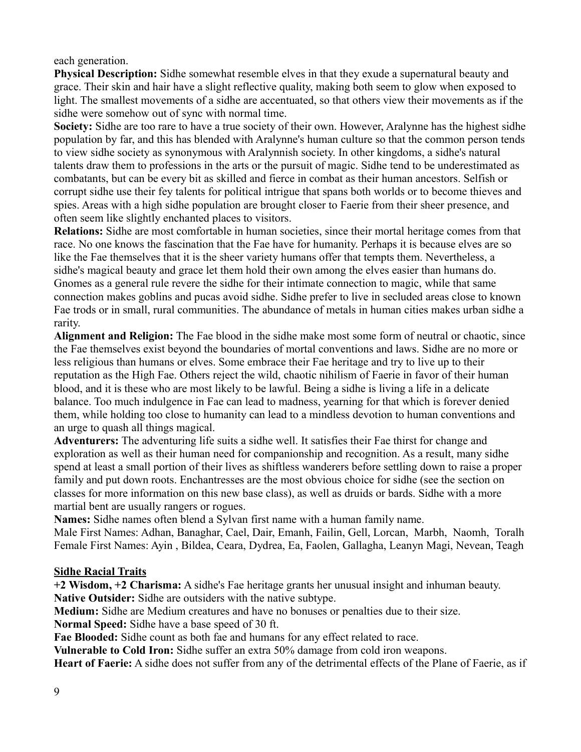each generation.

**Physical Description:** Sidhe somewhat resemble elves in that they exude a supernatural beauty and grace. Their skin and hair have a slight reflective quality, making both seem to glow when exposed to light. The smallest movements of a sidhe are accentuated, so that others view their movements as if the sidhe were somehow out of sync with normal time.

**Society:** Sidhe are too rare to have a true society of their own. However, Aralynne has the highest sidhe population by far, and this has blended with Aralynne's human culture so that the common person tends to view sidhe society as synonymous with Aralynnish society. In other kingdoms, a sidhe's natural talents draw them to professions in the arts or the pursuit of magic. Sidhe tend to be underestimated as combatants, but can be every bit as skilled and fierce in combat as their human ancestors. Selfish or corrupt sidhe use their fey talents for political intrigue that spans both worlds or to become thieves and spies. Areas with a high sidhe population are brought closer to Faerie from their sheer presence, and often seem like slightly enchanted places to visitors.

**Relations:** Sidhe are most comfortable in human societies, since their mortal heritage comes from that race. No one knows the fascination that the Fae have for humanity. Perhaps it is because elves are so like the Fae themselves that it is the sheer variety humans offer that tempts them. Nevertheless, a sidhe's magical beauty and grace let them hold their own among the elves easier than humans do. Gnomes as a general rule revere the sidhe for their intimate connection to magic, while that same connection makes goblins and pucas avoid sidhe. Sidhe prefer to live in secluded areas close to known Fae trods or in small, rural communities. The abundance of metals in human cities makes urban sidhe a rarity.

**Alignment and Religion:** The Fae blood in the sidhe make most some form of neutral or chaotic, since the Fae themselves exist beyond the boundaries of mortal conventions and laws. Sidhe are no more or less religious than humans or elves. Some embrace their Fae heritage and try to live up to their reputation as the High Fae. Others reject the wild, chaotic nihilism of Faerie in favor of their human blood, and it is these who are most likely to be lawful. Being a sidhe is living a life in a delicate balance. Too much indulgence in Fae can lead to madness, yearning for that which is forever denied them, while holding too close to humanity can lead to a mindless devotion to human conventions and an urge to quash all things magical.

**Adventurers:** The adventuring life suits a sidhe well. It satisfies their Fae thirst for change and exploration as well as their human need for companionship and recognition. As a result, many sidhe spend at least a small portion of their lives as shiftless wanderers before settling down to raise a proper family and put down roots. Enchantresses are the most obvious choice for sidhe (see the section on classes for more information on this new base class), as well as druids or bards. Sidhe with a more martial bent are usually rangers or rogues.

**Names:** Sidhe names often blend a Sylvan first name with a human family name.

Male First Names: Adhan, Banaghar, Cael, Dair, Emanh, Failin, Gell, Lorcan, Marbh, Naomh, Toralh

Female First Names: Ayin , Bildea, Ceara, Dydrea, Ea, Faolen, Gallagha, Leanyn Magi, Nevean, Teagh

## Sidhe Racial Traits

**+2 Wisdom, +2 Charisma:** A sidhe's Fae heritage grants her unusual insight and inhuman beauty.

**Native Outsider:** Sidhe are outsiders with the native subtype.

**Medium:** Sidhe are Medium creatures and have no bonuses or penalties due to their size.

**Normal Speed:** Sidhe have a base speed of 30 ft.

**Fae Blooded:** Sidhe count as both fae and humans for any effect related to race.

**Vulnerable to Cold Iron:** Sidhe suffer an extra 50% damage from cold iron weapons.

**Heart of Faerie:** A sidhe does not suffer from any of the detrimental effects of the Plane of Faerie, as if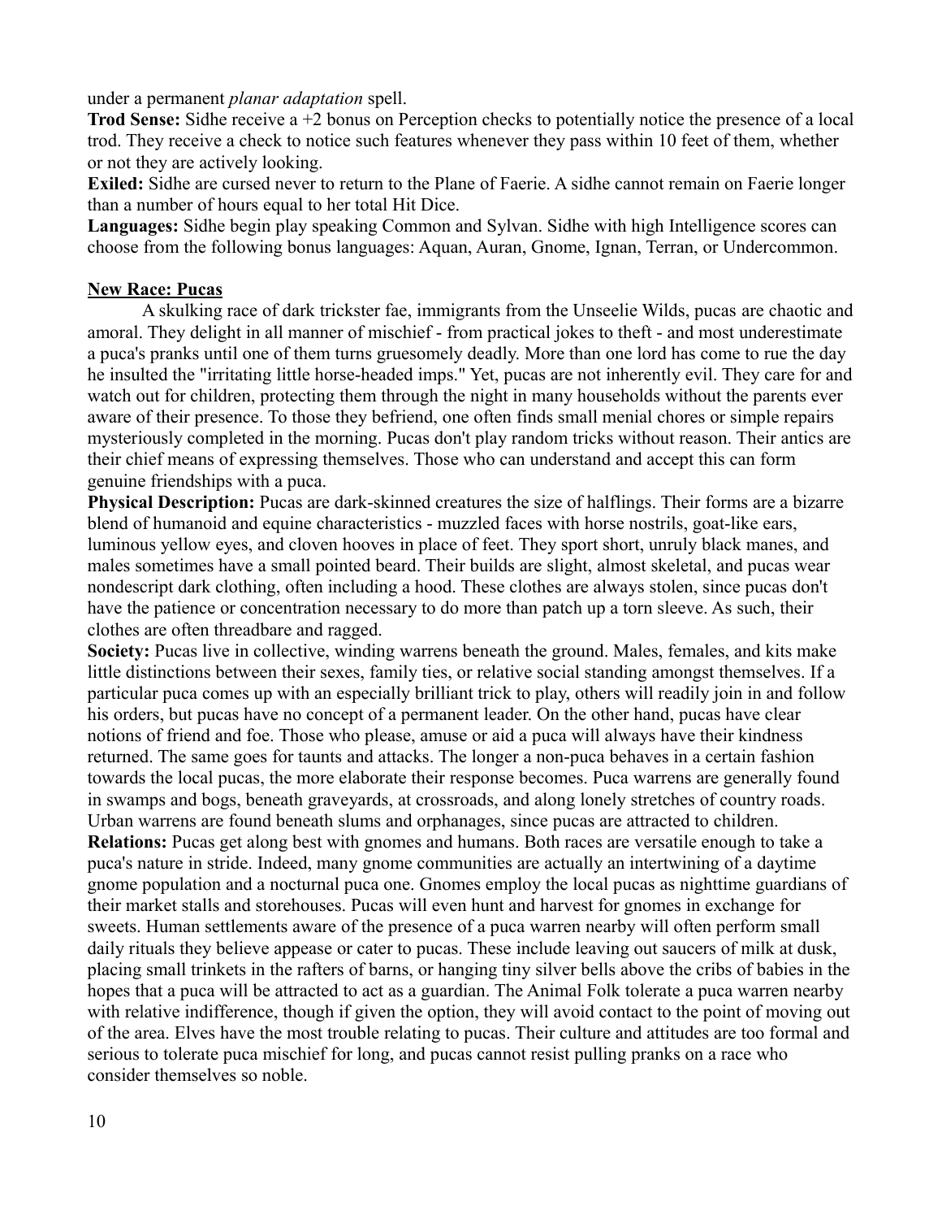under a permanent *planar adaptation* spell.

**Trod Sense:** Sidhe receive a +2 bonus on Perception checks to potentially notice the presence of a local trod. They receive a check to notice such features whenever they pass within 10 feet of them, whether or not they are actively looking.

**Exiled:** Sidhe are cursed never to return to the Plane of Faerie. A sidhe cannot remain on Faerie longer than a number of hours equal to her total Hit Dice.

**Languages:** Sidhe begin play speaking Common and Sylvan. Sidhe with high Intelligence scores can choose from the following bonus languages: Aquan, Auran, Gnome, Ignan, Terran, or Undercommon.

## New Race: Pucas

A skulking race of dark trickster fae, immigrants from the Unseelie Wilds, pucas are chaotic and amoral. They delight in all manner of mischief - from practical jokes to theft - and most underestimate a puca's pranks until one of them turns gruesomely deadly. More than one lord has come to rue the day he insulted the "irritating little horse-headed imps." Yet, pucas are not inherently evil. They care for and watch out for children, protecting them through the night in many households without the parents ever aware of their presence. To those they befriend, one often finds small menial chores or simple repairs mysteriously completed in the morning. Pucas don't play random tricks without reason. Their antics are their chief means of expressing themselves. Those who can understand and accept this can form genuine friendships with a puca.

**Physical Description:** Pucas are dark-skinned creatures the size of halflings. Their forms are a bizarre blend of humanoid and equine characteristics - muzzled faces with horse nostrils, goat-like ears, luminous yellow eyes, and cloven hooves in place of feet. They sport short, unruly black manes, and males sometimes have a small pointed beard. Their builds are slight, almost skeletal, and pucas wear nondescript dark clothing, often including a hood. These clothes are always stolen, since pucas don't have the patience or concentration necessary to do more than patch up a torn sleeve. As such, their clothes are often threadbare and ragged.

**Society:** Pucas live in collective, winding warrens beneath the ground. Males, females, and kits make little distinctions between their sexes, family ties, or relative social standing amongst themselves. If a particular puca comes up with an especially brilliant trick to play, others will readily join in and follow his orders, but pucas have no concept of a permanent leader. On the other hand, pucas have clear notions of friend and foe. Those who please, amuse or aid a puca will always have their kindness returned. The same goes for taunts and attacks. The longer a non-puca behaves in a certain fashion towards the local pucas, the more elaborate their response becomes. Puca warrens are generally found in swamps and bogs, beneath graveyards, at crossroads, and along lonely stretches of country roads. Urban warrens are found beneath slums and orphanages, since pucas are attracted to children.

**Relations:** Pucas get along best with gnomes and humans. Both races are versatile enough to take a puca's nature in stride. Indeed, many gnome communities are actually an intertwining of a daytime gnome population and a nocturnal puca one. Gnomes employ the local pucas as nighttime guardians of their market stalls and storehouses. Pucas will even hunt and harvest for gnomes in exchange for sweets. Human settlements aware of the presence of a puca warren nearby will often perform small daily rituals they believe appease or cater to pucas. These include leaving out saucers of milk at dusk, placing small trinkets in the rafters of barns, or hanging tiny silver bells above the cribs of babies in the hopes that a puca will be attracted to act as a guardian. The Animal Folk tolerate a puca warren nearby with relative indifference, though if given the option, they will avoid contact to the point of moving out of the area. Elves have the most trouble relating to pucas. Their culture and attitudes are too formal and serious to tolerate puca mischief for long, and pucas cannot resist pulling pranks on a race who consider themselves so noble.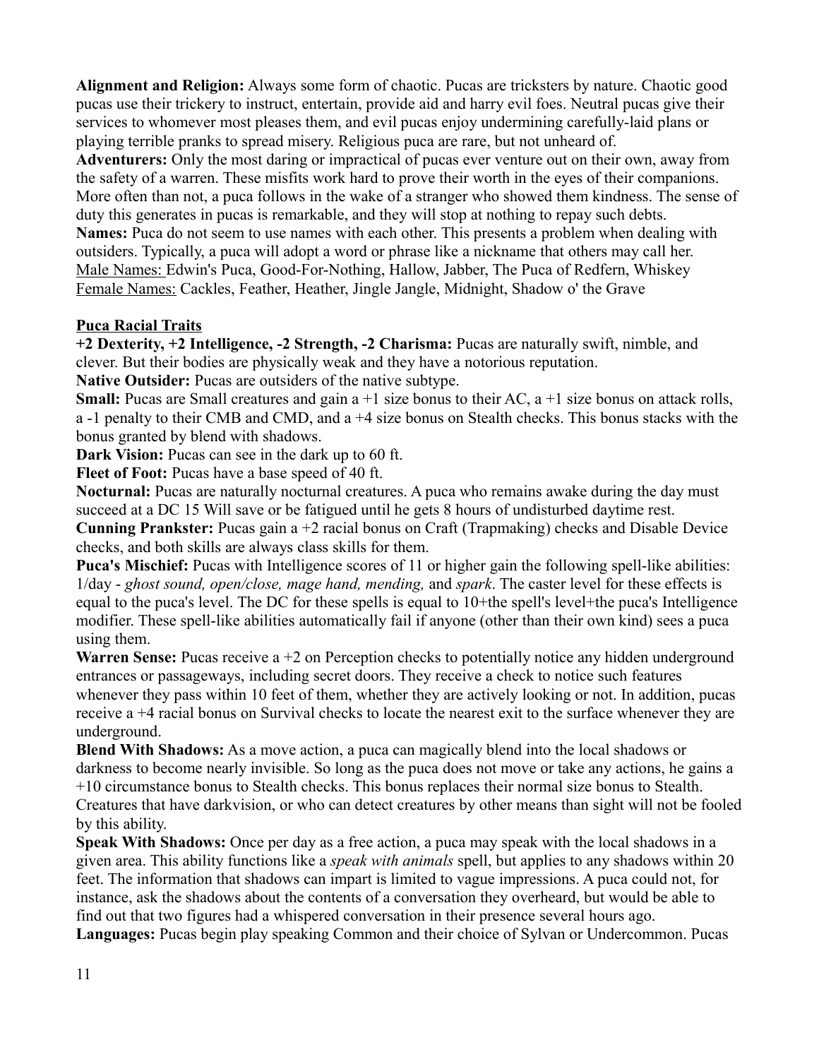**Alignment and Religion:** Always some form of chaotic. Pucas are tricksters by nature. Chaotic good pucas use their trickery to instruct, entertain, provide aid and harry evil foes. Neutral pucas give their services to whomever most pleases them, and evil pucas enjoy undermining carefully-laid plans or playing terrible pranks to spread misery. Religious puca are rare, but not unheard of.

**Adventurers:** Only the most daring or impractical of pucas ever venture out on their own, away from the safety of a warren. These misfits work hard to prove their worth in the eyes of their companions. More often than not, a puca follows in the wake of a stranger who showed them kindness. The sense of duty this generates in pucas is remarkable, and they will stop at nothing to repay such debts.

**Names:** Puca do not seem to use names with each other. This presents a problem when dealing with outsiders. Typically, a puca will adopt a word or phrase like a nickname that others may call her.

Male Names: Edwin's Puca, Good-For-Nothing, Hallow, Jabber, The Puca of Redfern, Whiskey

Female Names: Cackles, Feather, Heather, Jingle Jangle, Midnight, Shadow o' the Grave

## Puca Racial Traits

**+2 Dexterity, +2 Intelligence, -2 Strength, -2 Charisma:** Pucas are naturally swift, nimble, and clever. But their bodies are physically weak and they have a notorious reputation.

**Native Outsider:** Pucas are outsiders of the native subtype.

**Small:** Pucas are Small creatures and gain a +1 size bonus to their AC, a +1 size bonus on attack rolls, a -1 penalty to their CMB and CMD, and a +4 size bonus on Stealth checks. This bonus stacks with the bonus granted by blend with shadows.

**Dark Vision:** Pucas can see in the dark up to 60 ft.

**Fleet of Foot:** Pucas have a base speed of 40 ft.

**Nocturnal:** Pucas are naturally nocturnal creatures. A puca who remains awake during the day must succeed at a DC 15 Will save or be fatigued until he gets 8 hours of undisturbed daytime rest.

**Cunning Prankster:** Pucas gain a +2 racial bonus on Craft (Trapmaking) checks and Disable Device checks, and both skills are always class skills for them.

**Puca's Mischief:** Pucas with Intelligence scores of 11 or higher gain the following spell-like abilities: 1/day - *ghost sound, open/close, mage hand, mending,* and *spark*. The caster level for these effects is equal to the puca's level. The DC for these spells is equal to 10+the spell's level+the puca's Intelligence modifier. These spell-like abilities automatically fail if anyone (other than their own kind) sees a puca using them.

**Warren Sense:** Pucas receive a +2 on Perception checks to potentially notice any hidden underground entrances or passageways, including secret doors. They receive a check to notice such features whenever they pass within 10 feet of them, whether they are actively looking or not. In addition, pucas receive a +4 racial bonus on Survival checks to locate the nearest exit to the surface whenever they are underground.

**Blend With Shadows:** As a move action, a puca can magically blend into the local shadows or darkness to become nearly invisible. So long as the puca does not move or take any actions, he gains a +10 circumstance bonus to Stealth checks. This bonus replaces their normal size bonus to Stealth. Creatures that have darkvision, or who can detect creatures by other means than sight will not be fooled by this ability.

**Speak With Shadows:** Once per day as a free action, a puca may speak with the local shadows in a given area. This ability functions like a *speak with animals* spell, but applies to any shadows within 20 feet. The information that shadows can impart is limited to vague impressions. A puca could not, for instance, ask the shadows about the contents of a conversation they overheard, but would be able to find out that two figures had a whispered conversation in their presence several hours ago.

**Languages:** Pucas begin play speaking Common and their choice of Sylvan or Undercommon. Pucas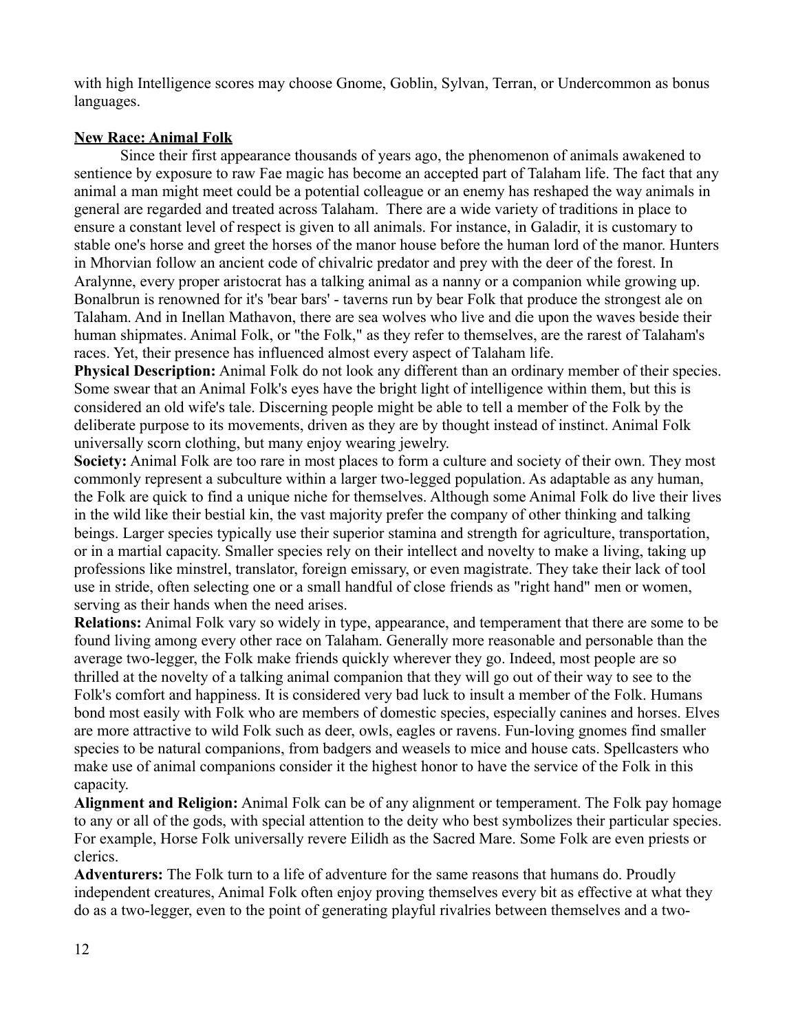with high Intelligence scores may choose Gnome, Goblin, Sylvan, Terran, or Undercommon as bonus languages.

## New Race: Animal Folk

Since their first appearance thousands of years ago, the phenomenon of animals awakened to sentience by exposure to raw Fae magic has become an accepted part of Talaham life. The fact that any animal a man might meet could be a potential colleague or an enemy has reshaped the way animals in general are regarded and treated across Talaham. There are a wide variety of traditions in place to ensure a constant level of respect is given to all animals. For instance, in Galadir, it is customary to stable one's horse and greet the horses of the manor house before the human lord of the manor. Hunters in Mhorvian follow an ancient code of chivalric predator and prey with the deer of the forest. In Aralynne, every proper aristocrat has a talking animal as a nanny or a companion while growing up. Bonalbrun is renowned for it's 'bear bars' - taverns run by bear Folk that produce the strongest ale on Talaham. And in Inellan Mathavon, there are sea wolves who live and die upon the waves beside their human shipmates. Animal Folk, or "the Folk," as they refer to themselves, are the rarest of Talaham's races. Yet, their presence has influenced almost every aspect of Talaham life.

**Physical Description:** Animal Folk do not look any different than an ordinary member of their species. Some swear that an Animal Folk's eyes have the bright light of intelligence within them, but this is considered an old wife's tale. Discerning people might be able to tell a member of the Folk by the deliberate purpose to its movements, driven as they are by thought instead of instinct. Animal Folk universally scorn clothing, but many enjoy wearing jewelry.

**Society:** Animal Folk are too rare in most places to form a culture and society of their own. They most commonly represent a subculture within a larger two-legged population. As adaptable as any human, the Folk are quick to find a unique niche for themselves. Although some Animal Folk do live their lives in the wild like their bestial kin, the vast majority prefer the company of other thinking and talking beings. Larger species typically use their superior stamina and strength for agriculture, transportation, or in a martial capacity. Smaller species rely on their intellect and novelty to make a living, taking up professions like minstrel, translator, foreign emissary, or even magistrate. They take their lack of tool use in stride, often selecting one or a small handful of close friends as "right hand" men or women, serving as their hands when the need arises.

**Relations:** Animal Folk vary so widely in type, appearance, and temperament that there are some to be found living among every other race on Talaham. Generally more reasonable and personable than the average two-legger, the Folk make friends quickly wherever they go. Indeed, most people are so thrilled at the novelty of a talking animal companion that they will go out of their way to see to the Folk's comfort and happiness. It is considered very bad luck to insult a member of the Folk. Humans bond most easily with Folk who are members of domestic species, especially canines and horses. Elves are more attractive to wild Folk such as deer, owls, eagles or ravens. Fun-loving gnomes find smaller species to be natural companions, from badgers and weasels to mice and house cats. Spellcasters who make use of animal companions consider it the highest honor to have the service of the Folk in this capacity.

**Alignment and Religion:** Animal Folk can be of any alignment or temperament. The Folk pay homage to any or all of the gods, with special attention to the deity who best symbolizes their particular species. For example, Horse Folk universally revere Eilidh as the Sacred Mare. Some Folk are even priests or clerics.

**Adventurers:** The Folk turn to a life of adventure for the same reasons that humans do. Proudly independent creatures, Animal Folk often enjoy proving themselves every bit as effective at what they do as a two-legger, even to the point of generating playful rivalries between themselves and a two-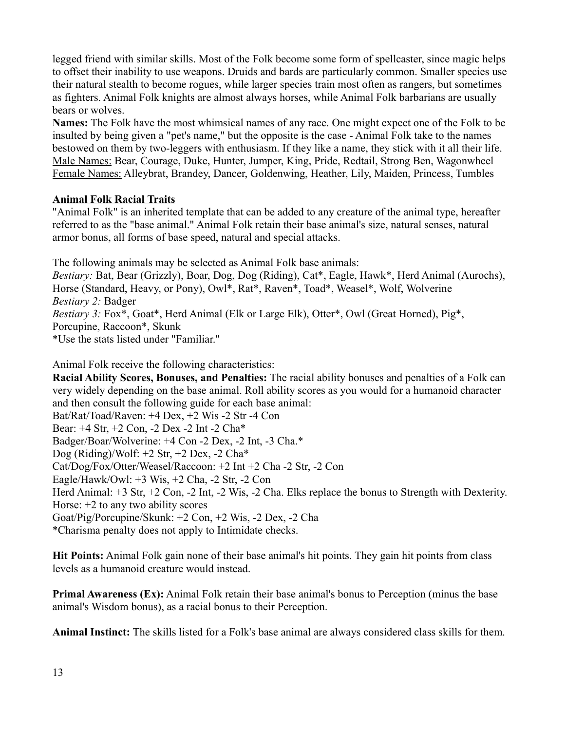legged friend with similar skills. Most of the Folk become some form of spellcaster, since magic helps to offset their inability to use weapons. Druids and bards are particularly common. Smaller species use their natural stealth to become rogues, while larger species train most often as rangers, but sometimes as fighters. Animal Folk knights are almost always horses, while Animal Folk barbarians are usually bears or wolves.

**Names:** The Folk have the most whimsical names of any race. One might expect one of the Folk to be insulted by being given a "pet's name," but the opposite is the case - Animal Folk take to the names bestowed on them by two-leggers with enthusiasm. If they like a name, they stick with it all their life.
<u>Male Names:</u> Bear, Courage, Duke, Hunter, Jumper, King, Pride, Redtail, Strong Ben, Wagonwheel
<u>Female Names:</u> Alleybrat, Brandey, Dancer, Goldenwing, Heather, Lily, Maiden, Princess, Tumbles

## Animal Folk Racial Traits

"Animal Folk" is an inherited template that can be added to any creature of the animal type, hereafter referred to as the "base animal." Animal Folk retain their base animal's size, natural senses, natural armor bonus, all forms of base speed, natural and special attacks.

The following animals may be selected as Animal Folk base animals:
*Bestiary:* Bat, Bear (Grizzly), Boar, Dog, Dog (Riding), Cat*, Eagle, Hawk*, Herd Animal (Aurochs), Horse (Standard, Heavy, or Pony), Owl*, Rat*, Raven*, Toad*, Weasel*, Wolf, Wolverine
*Bestiary 2:* Badger
*Bestiary 3:* Fox*, Goat*, Herd Animal (Elk or Large Elk), Otter*, Owl (Great Horned), Pig*, Porcupine, Raccoon*, Skunk
*Use the stats listed under "Familiar."

Animal Folk receive the following characteristics:

**Racial Ability Scores, Bonuses, and Penalties:** The racial ability bonuses and penalties of a Folk can very widely depending on the base animal. Roll ability scores as you would for a humanoid character and then consult the following guide for each base animal:
Bat/Rat/Toad/Raven: +4 Dex, +2 Wis -2 Str -4 Con
Bear: +4 Str, +2 Con, -2 Dex -2 Int -2 Cha*
Badger/Boar/Wolverine: +4 Con -2 Dex, -2 Int, -3 Cha.*
Dog (Riding)/Wolf: +2 Str, +2 Dex, -2 Cha*
Cat/Dog/Fox/Otter/Weasel/Raccoon: +2 Int +2 Cha -2 Str, -2 Con
Eagle/Hawk/Owl: +3 Wis, +2 Cha, -2 Str, -2 Con
Herd Animal: +3 Str, +2 Con, -2 Int, -2 Wis, -2 Cha. Elks replace the bonus to Strength with Dexterity.
Horse: +2 to any two ability scores
Goat/Pig/Porcupine/Skunk: +2 Con, +2 Wis, -2 Dex, -2 Cha
*Charisma penalty does not apply to Intimidate checks.

**Hit Points:** Animal Folk gain none of their base animal's hit points. They gain hit points from class levels as a humanoid creature would instead.

**Primal Awareness (Ex):** Animal Folk retain their base animal's bonus to Perception (minus the base animal's Wisdom bonus), as a racial bonus to their Perception.

**Animal Instinct:** The skills listed for a Folk's base animal are always considered class skills for them.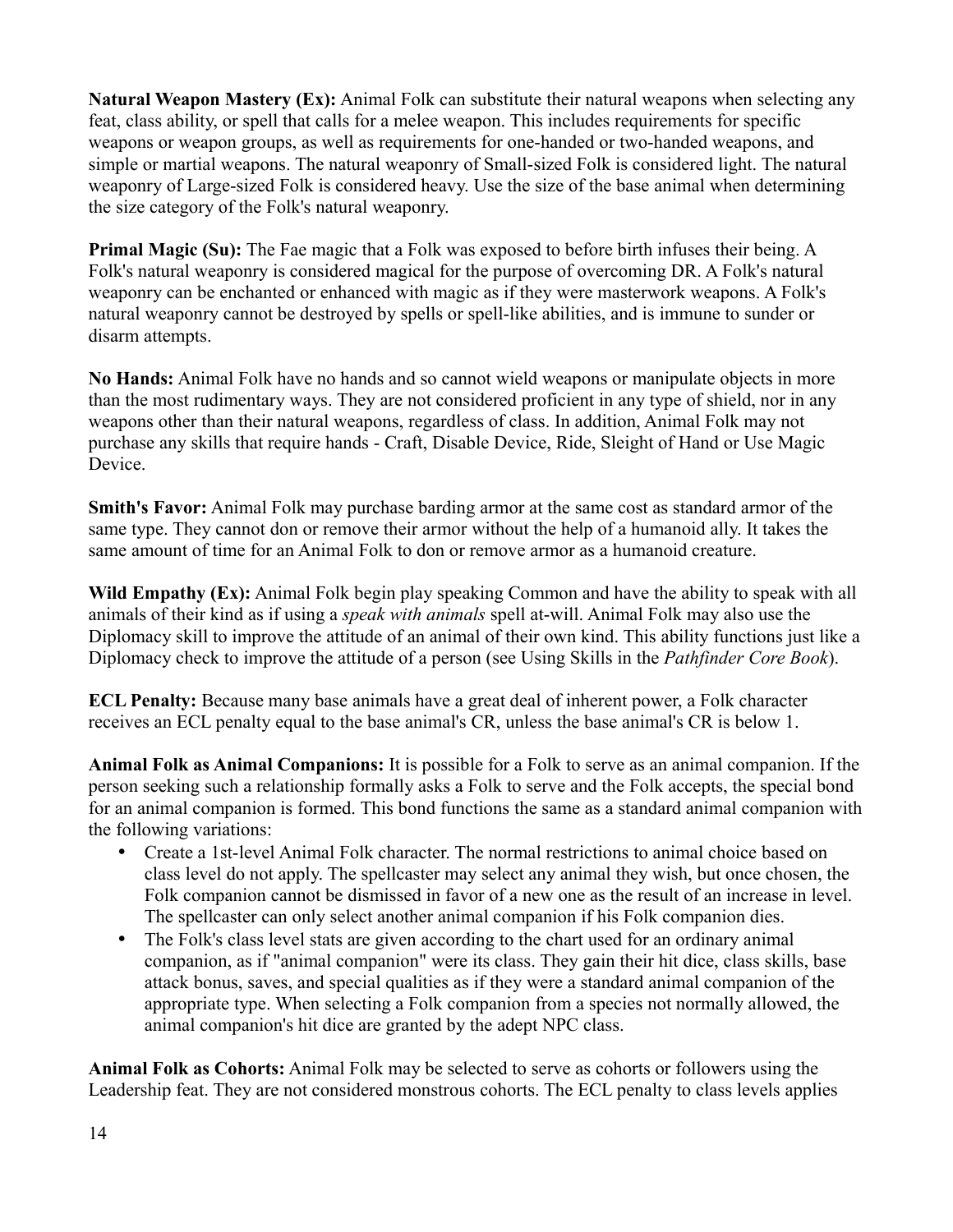**Natural Weapon Mastery (Ex):** Animal Folk can substitute their natural weapons when selecting any feat, class ability, or spell that calls for a melee weapon. This includes requirements for specific weapons or weapon groups, as well as requirements for one-handed or two-handed weapons, and simple or martial weapons. The natural weaponry of Small-sized Folk is considered light. The natural weaponry of Large-sized Folk is considered heavy. Use the size of the base animal when determining the size category of the Folk's natural weaponry.

**Primal Magic (Su):** The Fae magic that a Folk was exposed to before birth infuses their being. A Folk's natural weaponry is considered magical for the purpose of overcoming DR. A Folk's natural weaponry can be enchanted or enhanced with magic as if they were masterwork weapons. A Folk's natural weaponry cannot be destroyed by spells or spell-like abilities, and is immune to sunder or disarm attempts.

**No Hands:** Animal Folk have no hands and so cannot wield weapons or manipulate objects in more than the most rudimentary ways. They are not considered proficient in any type of shield, nor in any weapons other than their natural weapons, regardless of class. In addition, Animal Folk may not purchase any skills that require hands - Craft, Disable Device, Ride, Sleight of Hand or Use Magic Device.

**Smith's Favor:** Animal Folk may purchase barding armor at the same cost as standard armor of the same type. They cannot don or remove their armor without the help of a humanoid ally. It takes the same amount of time for an Animal Folk to don or remove armor as a humanoid creature.

**Wild Empathy (Ex):** Animal Folk begin play speaking Common and have the ability to speak with all animals of their kind as if using a *speak with animals* spell at-will. Animal Folk may also use the Diplomacy skill to improve the attitude of an animal of their own kind. This ability functions just like a Diplomacy check to improve the attitude of a person (see Using Skills in the *Pathfinder Core Book*).

**ECL Penalty:** Because many base animals have a great deal of inherent power, a Folk character receives an ECL penalty equal to the base animal's CR, unless the base animal's CR is below 1.

**Animal Folk as Animal Companions:** It is possible for a Folk to serve as an animal companion. If the person seeking such a relationship formally asks a Folk to serve and the Folk accepts, the special bond for an animal companion is formed. This bond functions the same as a standard animal companion with the following variations:

- Create a 1st-level Animal Folk character. The normal restrictions to animal choice based on class level do not apply. The spellcaster may select any animal they wish, but once chosen, the Folk companion cannot be dismissed in favor of a new one as the result of an increase in level. The spellcaster can only select another animal companion if his Folk companion dies.
- The Folk's class level stats are given according to the chart used for an ordinary animal companion, as if "animal companion" were its class. They gain their hit dice, class skills, base attack bonus, saves, and special qualities as if they were a standard animal companion of the appropriate type. When selecting a Folk companion from a species not normally allowed, the animal companion's hit dice are granted by the adept NPC class.

**Animal Folk as Cohorts:** Animal Folk may be selected to serve as cohorts or followers using the Leadership feat. They are not considered monstrous cohorts. The ECL penalty to class levels applies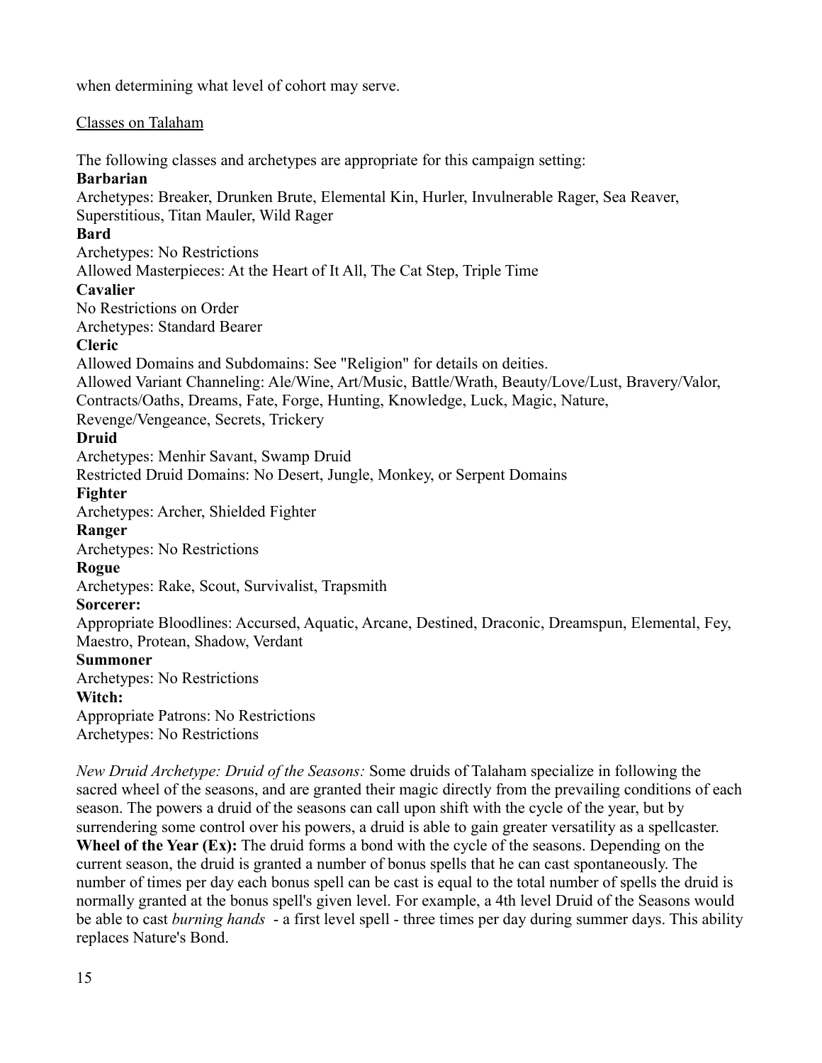when determining what level of cohort may serve.

## Classes on Talaham

The following classes and archetypes are appropriate for this campaign setting:

**Barbarian**

Archetypes: Breaker, Drunken Brute, Elemental Kin, Hurler, Invulnerable Rager, Sea Reaver, Superstitious, Titan Mauler, Wild Rager

**Bard**

Archetypes: No Restrictions

Allowed Masterpieces: At the Heart of It All, The Cat Step, Triple Time

**Cavalier**

No Restrictions on Order

Archetypes: Standard Bearer

**Cleric**

Allowed Domains and Subdomains: See "Religion" for details on deities.

Allowed Variant Channeling: Ale/Wine, Art/Music, Battle/Wrath, Beauty/Love/Lust, Bravery/Valor, Contracts/Oaths, Dreams, Fate, Forge, Hunting, Knowledge, Luck, Magic, Nature, Revenge/Vengeance, Secrets, Trickery

**Druid**

Archetypes: Menhir Savant, Swamp Druid

Restricted Druid Domains: No Desert, Jungle, Monkey, or Serpent Domains

**Fighter**

Archetypes: Archer, Shielded Fighter

**Ranger**

Archetypes: No Restrictions

**Rogue**

Archetypes: Rake, Scout, Survivalist, Trapsmith

**Sorcerer:**

Appropriate Bloodlines: Accursed, Aquatic, Arcane, Destined, Draconic, Dreamspun, Elemental, Fey, Maestro, Protean, Shadow, Verdant

**Summoner**

Archetypes: No Restrictions

**Witch:**

Appropriate Patrons: No Restrictions

Archetypes: No Restrictions

*New Druid Archetype: Druid of the Seasons:* Some druids of Talaham specialize in following the sacred wheel of the seasons, and are granted their magic directly from the prevailing conditions of each season. The powers a druid of the seasons can call upon shift with the cycle of the year, but by surrendering some control over his powers, a druid is able to gain greater versatility as a spellcaster.

**Wheel of the Year (Ex):** The druid forms a bond with the cycle of the seasons. Depending on the current season, the druid is granted a number of bonus spells that he can cast spontaneously. The number of times per day each bonus spell can be cast is equal to the total number of spells the druid is normally granted at the bonus spell's given level. For example, a 4th level Druid of the Seasons would be able to cast *burning hands* - a first level spell - three times per day during summer days. This ability replaces Nature's Bond.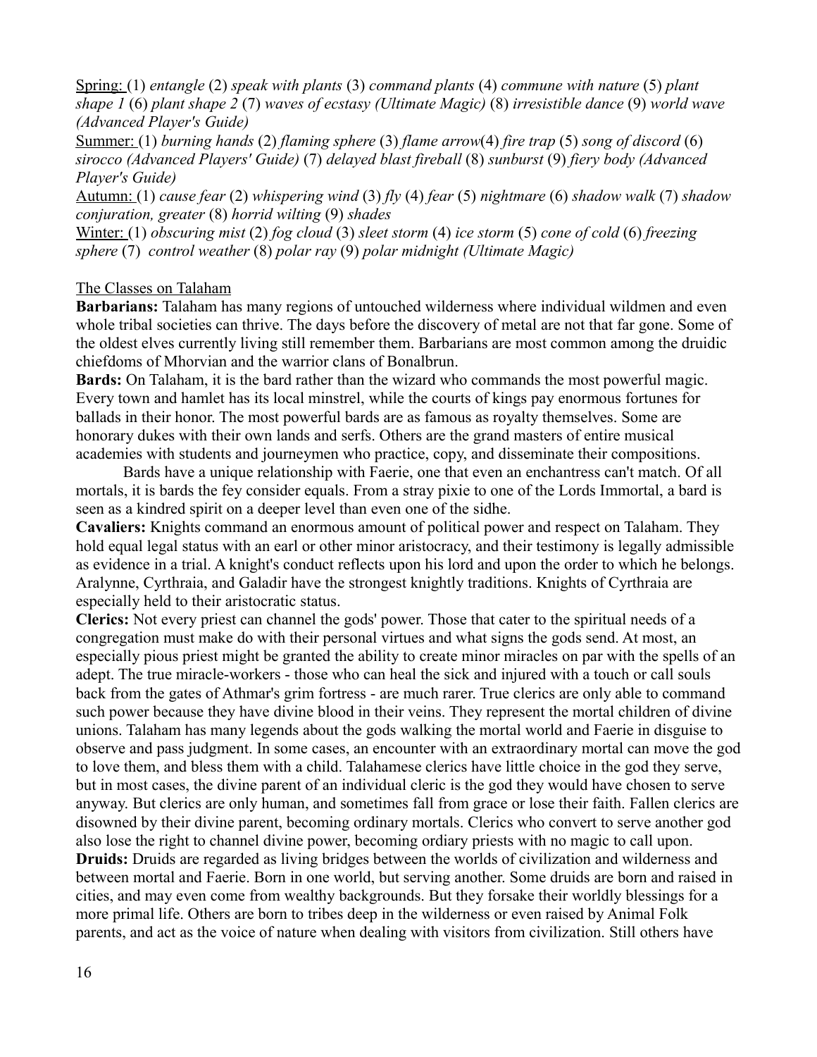Spring: (1) *entangle* (2) *speak with plants* (3) *command plants* (4) *commune with nature* (5) *plant shape 1* (6) *plant shape 2* (7) *waves of ecstasy (Ultimate Magic)* (8) *irresistible dance* (9) *world wave (Advanced Player's Guide)*

Summer: (1) *burning hands* (2) *flaming sphere* (3) *flame arrow*(4) *fire trap* (5) *song of discord* (6) *sirocco (Advanced Players' Guide)* (7) *delayed blast fireball* (8) *sunburst* (9) *fiery body (Advanced Player's Guide)*

Autumn: (1) *cause fear* (2) *whispering wind* (3) *fly* (4) *fear* (5) *nightmare* (6) *shadow walk* (7) *shadow conjuration, greater* (8) *horrid wilting* (9) *shades*

Winter: (1) *obscuring mist* (2) *fog cloud* (3) *sleet storm* (4) *ice storm* (5) *cone of cold* (6) *freezing sphere* (7) *control weather* (8) *polar ray* (9) *polar midnight (Ultimate Magic)*

## The Classes on Talaham

**Barbarians:** Talaham has many regions of untouched wilderness where individual wildmen and even whole tribal societies can thrive. The days before the discovery of metal are not that far gone. Some of the oldest elves currently living still remember them. Barbarians are most common among the druidic chiefdoms of Mhorvian and the warrior clans of Bonalbrun.

**Bards:** On Talaham, it is the bard rather than the wizard who commands the most powerful magic. Every town and hamlet has its local minstrel, while the courts of kings pay enormous fortunes for ballads in their honor. The most powerful bards are as famous as royalty themselves. Some are honorary dukes with their own lands and serfs. Others are the grand masters of entire musical academies with students and journeymen who practice, copy, and disseminate their compositions.

Bards have a unique relationship with Faerie, one that even an enchantress can't match. Of all mortals, it is bards the fey consider equals. From a stray pixie to one of the Lords Immortal, a bard is seen as a kindred spirit on a deeper level than even one of the sidhe.

**Cavaliers:** Knights command an enormous amount of political power and respect on Talaham. They hold equal legal status with an earl or other minor aristocracy, and their testimony is legally admissible as evidence in a trial. A knight's conduct reflects upon his lord and upon the order to which he belongs. Aralynne, Cyrthraia, and Galadir have the strongest knightly traditions. Knights of Cyrthraia are especially held to their aristocratic status.

**Clerics:** Not every priest can channel the gods' power. Those that cater to the spiritual needs of a congregation must make do with their personal virtues and what signs the gods send. At most, an especially pious priest might be granted the ability to create minor miracles on par with the spells of an adept. The true miracle-workers - those who can heal the sick and injured with a touch or call souls back from the gates of Athmar's grim fortress - are much rarer. True clerics are only able to command such power because they have divine blood in their veins. They represent the mortal children of divine unions. Talaham has many legends about the gods walking the mortal world and Faerie in disguise to observe and pass judgment. In some cases, an encounter with an extraordinary mortal can move the god to love them, and bless them with a child. Talahamese clerics have little choice in the god they serve, but in most cases, the divine parent of an individual cleric is the god they would have chosen to serve anyway. But clerics are only human, and sometimes fall from grace or lose their faith. Fallen clerics are disowned by their divine parent, becoming ordinary mortals. Clerics who convert to serve another god also lose the right to channel divine power, becoming ordiary priests with no magic to call upon.

**Druids:** Druids are regarded as living bridges between the worlds of civilization and wilderness and between mortal and Faerie. Born in one world, but serving another. Some druids are born and raised in cities, and may even come from wealthy backgrounds. But they forsake their worldly blessings for a more primal life. Others are born to tribes deep in the wilderness or even raised by Animal Folk parents, and act as the voice of nature when dealing with visitors from civilization. Still others have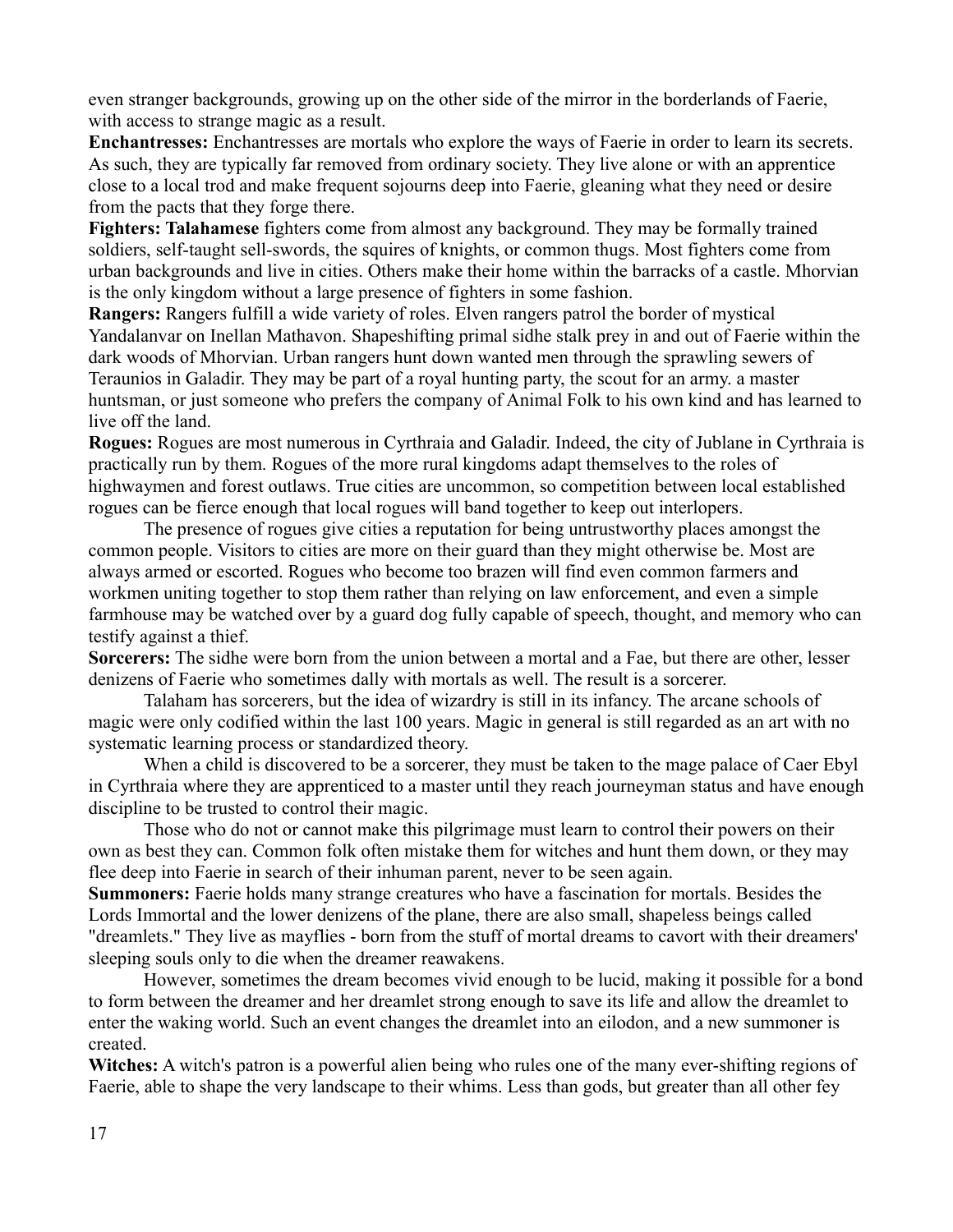even stranger backgrounds, growing up on the other side of the mirror in the borderlands of Faerie, with access to strange magic as a result.

**Enchantresses:** Enchantresses are mortals who explore the ways of Faerie in order to learn its secrets. As such, they are typically far removed from ordinary society. They live alone or with an apprentice close to a local trod and make frequent sojourns deep into Faerie, gleaning what they need or desire from the pacts that they forge there.

**Fighters: Talahamese** fighters come from almost any background. They may be formally trained soldiers, self-taught sell-swords, the squires of knights, or common thugs. Most fighters come from urban backgrounds and live in cities. Others make their home within the barracks of a castle. Mhorvian is the only kingdom without a large presence of fighters in some fashion.

**Rangers:** Rangers fulfill a wide variety of roles. Elven rangers patrol the border of mystical Yandalanvar on Inellan Mathavon. Shapeshifting primal sidhe stalk prey in and out of Faerie within the dark woods of Mhorvian. Urban rangers hunt down wanted men through the sprawling sewers of Teraunios in Galadir. They may be part of a royal hunting party, the scout for an army. a master huntsman, or just someone who prefers the company of Animal Folk to his own kind and has learned to live off the land.

**Rogues:** Rogues are most numerous in Cyrthraia and Galadir. Indeed, the city of Jublane in Cyrthraia is practically run by them. Rogues of the more rural kingdoms adapt themselves to the roles of highwaymen and forest outlaws. True cities are uncommon, so competition between local established rogues can be fierce enough that local rogues will band together to keep out interlopers.

The presence of rogues give cities a reputation for being untrustworthy places amongst the common people. Visitors to cities are more on their guard than they might otherwise be. Most are always armed or escorted. Rogues who become too brazen will find even common farmers and workmen uniting together to stop them rather than relying on law enforcement, and even a simple farmhouse may be watched over by a guard dog fully capable of speech, thought, and memory who can testify against a thief.

**Sorcerers:** The sidhe were born from the union between a mortal and a Fae, but there are other, lesser denizens of Faerie who sometimes dally with mortals as well. The result is a sorcerer.

Talaham has sorcerers, but the idea of wizardry is still in its infancy. The arcane schools of magic were only codified within the last 100 years. Magic in general is still regarded as an art with no systematic learning process or standardized theory.

When a child is discovered to be a sorcerer, they must be taken to the mage palace of Caer Ebyl in Cyrthraia where they are apprenticed to a master until they reach journeyman status and have enough discipline to be trusted to control their magic.

Those who do not or cannot make this pilgrimage must learn to control their powers on their own as best they can. Common folk often mistake them for witches and hunt them down, or they may flee deep into Faerie in search of their inhuman parent, never to be seen again.

**Summoners:** Faerie holds many strange creatures who have a fascination for mortals. Besides the Lords Immortal and the lower denizens of the plane, there are also small, shapeless beings called "dreamlets." They live as mayflies - born from the stuff of mortal dreams to cavort with their dreamers' sleeping souls only to die when the dreamer reawakens.

However, sometimes the dream becomes vivid enough to be lucid, making it possible for a bond to form between the dreamer and her dreamlet strong enough to save its life and allow the dreamlet to enter the waking world. Such an event changes the dreamlet into an eilodon, and a new summoner is created.

**Witches:** A witch's patron is a powerful alien being who rules one of the many ever-shifting regions of Faerie, able to shape the very landscape to their whims. Less than gods, but greater than all other fey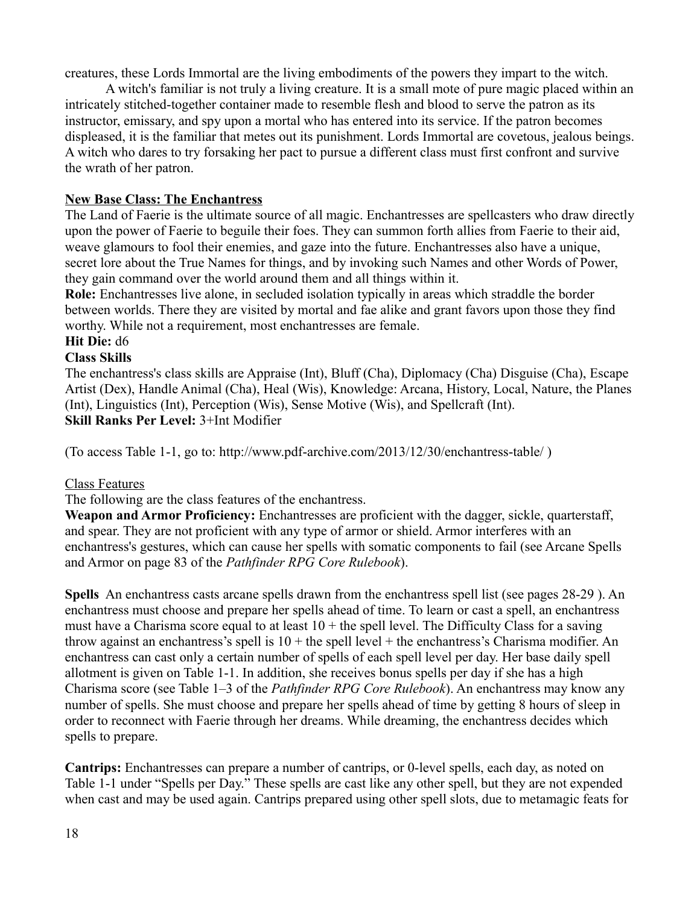creatures, these Lords Immortal are the living embodiments of the powers they impart to the witch.

A witch's familiar is not truly a living creature. It is a small mote of pure magic placed within an intricately stitched-together container made to resemble flesh and blood to serve the patron as its instructor, emissary, and spy upon a mortal who has entered into its service. If the patron becomes displeased, it is the familiar that metes out its punishment. Lords Immortal are covetous, jealous beings. A witch who dares to try forsaking her pact to pursue a different class must first confront and survive the wrath of her patron.

## New Base Class: The Enchantress

The Land of Faerie is the ultimate source of all magic. Enchantresses are spellcasters who draw directly upon the power of Faerie to beguile their foes. They can summon forth allies from Faerie to their aid, weave glamours to fool their enemies, and gaze into the future. Enchantresses also have a unique, secret lore about the True Names for things, and by invoking such Names and other Words of Power, they gain command over the world around them and all things within it.

**Role:** Enchantresses live alone, in secluded isolation typically in areas which straddle the border between worlds. There they are visited by mortal and fae alike and grant favors upon those they find worthy. While not a requirement, most enchantresses are female.

**Hit Die:** d6

**Class Skills**

The enchantress's class skills are Appraise (Int), Bluff (Cha), Diplomacy (Cha) Disguise (Cha), Escape Artist (Dex), Handle Animal (Cha), Heal (Wis), Knowledge: Arcana, History, Local, Nature, the Planes (Int), Linguistics (Int), Perception (Wis), Sense Motive (Wis), and Spellcraft (Int).

**Skill Ranks Per Level:** 3+Int Modifier

(To access Table 1-1, go to: http://www.pdf-archive.com/2013/12/30/enchantress-table/ )

### Class Features

The following are the class features of the enchantress.

**Weapon and Armor Proficiency:** Enchantresses are proficient with the dagger, sickle, quarterstaff, and spear. They are not proficient with any type of armor or shield. Armor interferes with an enchantress's gestures, which can cause her spells with somatic components to fail (see Arcane Spells and Armor on page 83 of the *Pathfinder RPG Core Rulebook*).

**Spells** An enchantress casts arcane spells drawn from the enchantress spell list (see pages 28-29 ). An enchantress must choose and prepare her spells ahead of time. To learn or cast a spell, an enchantress must have a Charisma score equal to at least 10 + the spell level. The Difficulty Class for a saving throw against an enchantress's spell is 10 + the spell level + the enchantress's Charisma modifier. An enchantress can cast only a certain number of spells of each spell level per day. Her base daily spell allotment is given on Table 1-1. In addition, she receives bonus spells per day if she has a high Charisma score (see Table 1–3 of the *Pathfinder RPG Core Rulebook*). An enchantress may know any number of spells. She must choose and prepare her spells ahead of time by getting 8 hours of sleep in order to reconnect with Faerie through her dreams. While dreaming, the enchantress decides which spells to prepare.

**Cantrips:** Enchantresses can prepare a number of cantrips, or 0-level spells, each day, as noted on Table 1-1 under "Spells per Day." These spells are cast like any other spell, but they are not expended when cast and may be used again. Cantrips prepared using other spell slots, due to metamagic feats for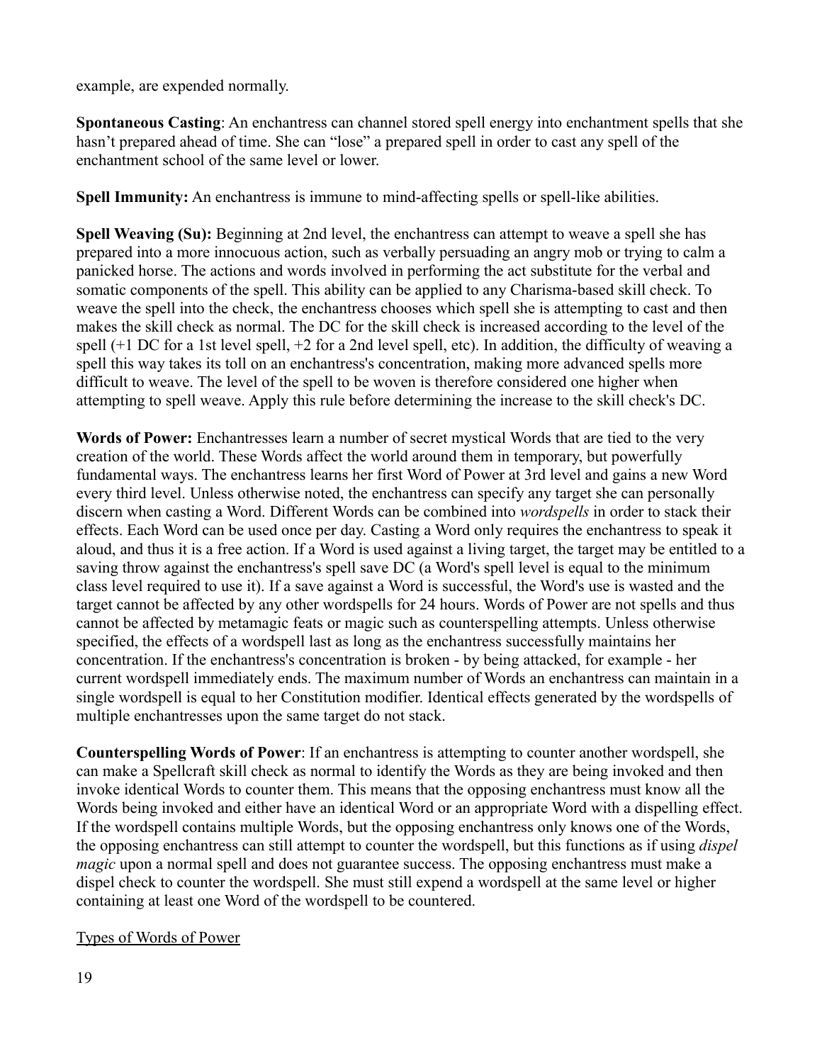example, are expended normally.

**Spontaneous Casting**: An enchantress can channel stored spell energy into enchantment spells that she hasn't prepared ahead of time. She can "lose" a prepared spell in order to cast any spell of the enchantment school of the same level or lower.

**Spell Immunity:** An enchantress is immune to mind-affecting spells or spell-like abilities.

**Spell Weaving (Su):** Beginning at 2nd level, the enchantress can attempt to weave a spell she has prepared into a more innocuous action, such as verbally persuading an angry mob or trying to calm a panicked horse. The actions and words involved in performing the act substitute for the verbal and somatic components of the spell. This ability can be applied to any Charisma-based skill check. To weave the spell into the check, the enchantress chooses which spell she is attempting to cast and then makes the skill check as normal. The DC for the skill check is increased according to the level of the spell (+1 DC for a 1st level spell, +2 for a 2nd level spell, etc). In addition, the difficulty of weaving a spell this way takes its toll on an enchantress's concentration, making more advanced spells more difficult to weave. The level of the spell to be woven is therefore considered one higher when attempting to spell weave. Apply this rule before determining the increase to the skill check's DC.

**Words of Power:** Enchantresses learn a number of secret mystical Words that are tied to the very creation of the world. These Words affect the world around them in temporary, but powerfully fundamental ways. The enchantress learns her first Word of Power at 3rd level and gains a new Word every third level. Unless otherwise noted, the enchantress can specify any target she can personally discern when casting a Word. Different Words can be combined into *wordspells* in order to stack their effects. Each Word can be used once per day. Casting a Word only requires the enchantress to speak it aloud, and thus it is a free action. If a Word is used against a living target, the target may be entitled to a saving throw against the enchantress's spell save DC (a Word's spell level is equal to the minimum class level required to use it). If a save against a Word is successful, the Word's use is wasted and the target cannot be affected by any other wordspells for 24 hours. Words of Power are not spells and thus cannot be affected by metamagic feats or magic such as counterspelling attempts. Unless otherwise specified, the effects of a wordspell last as long as the enchantress successfully maintains her concentration. If the enchantress's concentration is broken - by being attacked, for example - her current wordspell immediately ends. The maximum number of Words an enchantress can maintain in a single wordspell is equal to her Constitution modifier. Identical effects generated by the wordspells of multiple enchantresses upon the same target do not stack.

**Counterspelling Words of Power**: If an enchantress is attempting to counter another wordspell, she can make a Spellcraft skill check as normal to identify the Words as they are being invoked and then invoke identical Words to counter them. This means that the opposing enchantress must know all the Words being invoked and either have an identical Word or an appropriate Word with a dispelling effect. If the wordspell contains multiple Words, but the opposing enchantress only knows one of the Words, the opposing enchantress can still attempt to counter the wordspell, but this functions as if using *dispel magic* upon a normal spell and does not guarantee success. The opposing enchantress must make a dispel check to counter the wordspell. She must still expend a wordspell at the same level or higher containing at least one Word of the wordspell to be countered.

<u>Types of Words of Power</u>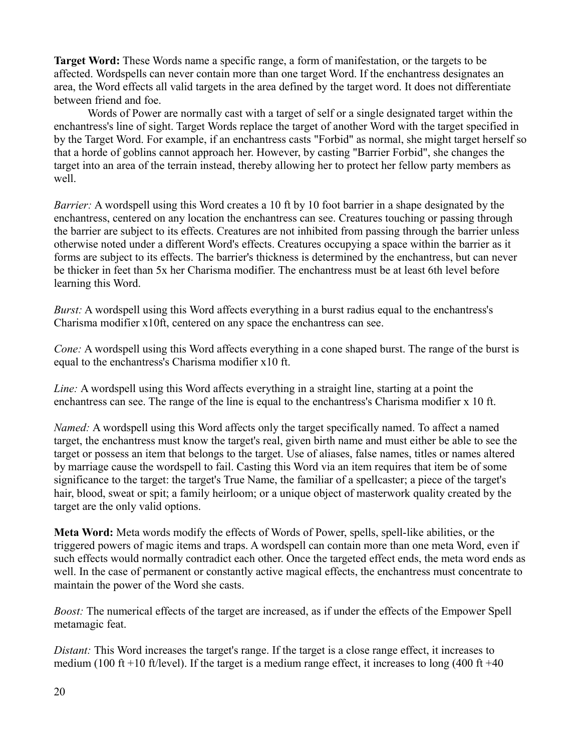**Target Word:** These Words name a specific range, a form of manifestation, or the targets to be affected. Wordspells can never contain more than one target Word. If the enchantress designates an area, the Word effects all valid targets in the area defined by the target word. It does not differentiate between friend and foe.

Words of Power are normally cast with a target of self or a single designated target within the enchantress's line of sight. Target Words replace the target of another Word with the target specified in by the Target Word. For example, if an enchantress casts "Forbid" as normal, she might target herself so that a horde of goblins cannot approach her. However, by casting "Barrier Forbid", she changes the target into an area of the terrain instead, thereby allowing her to protect her fellow party members as well.

*Barrier:* A wordspell using this Word creates a 10 ft by 10 foot barrier in a shape designated by the enchantress, centered on any location the enchantress can see. Creatures touching or passing through the barrier are subject to its effects. Creatures are not inhibited from passing through the barrier unless otherwise noted under a different Word's effects. Creatures occupying a space within the barrier as it forms are subject to its effects. The barrier's thickness is determined by the enchantress, but can never be thicker in feet than 5x her Charisma modifier. The enchantress must be at least 6th level before learning this Word.

*Burst:* A wordspell using this Word affects everything in a burst radius equal to the enchantress's Charisma modifier x10ft, centered on any space the enchantress can see.

*Cone:* A wordspell using this Word affects everything in a cone shaped burst. The range of the burst is equal to the enchantress's Charisma modifier x10 ft.

*Line:* A wordspell using this Word affects everything in a straight line, starting at a point the enchantress can see. The range of the line is equal to the enchantress's Charisma modifier x 10 ft.

*Named:* A wordspell using this Word affects only the target specifically named. To affect a named target, the enchantress must know the target's real, given birth name and must either be able to see the target or possess an item that belongs to the target. Use of aliases, false names, titles or names altered by marriage cause the wordspell to fail. Casting this Word via an item requires that item be of some significance to the target: the target's True Name, the familiar of a spellcaster; a piece of the target's hair, blood, sweat or spit; a family heirloom; or a unique object of masterwork quality created by the target are the only valid options.

**Meta Word:** Meta words modify the effects of Words of Power, spells, spell-like abilities, or the triggered powers of magic items and traps. A wordspell can contain more than one meta Word, even if such effects would normally contradict each other. Once the targeted effect ends, the meta word ends as well. In the case of permanent or constantly active magical effects, the enchantress must concentrate to maintain the power of the Word she casts.

*Boost:* The numerical effects of the target are increased, as if under the effects of the Empower Spell metamagic feat.

*Distant:* This Word increases the target's range. If the target is a close range effect, it increases to medium (100 ft +10 ft/level). If the target is a medium range effect, it increases to long (400 ft +40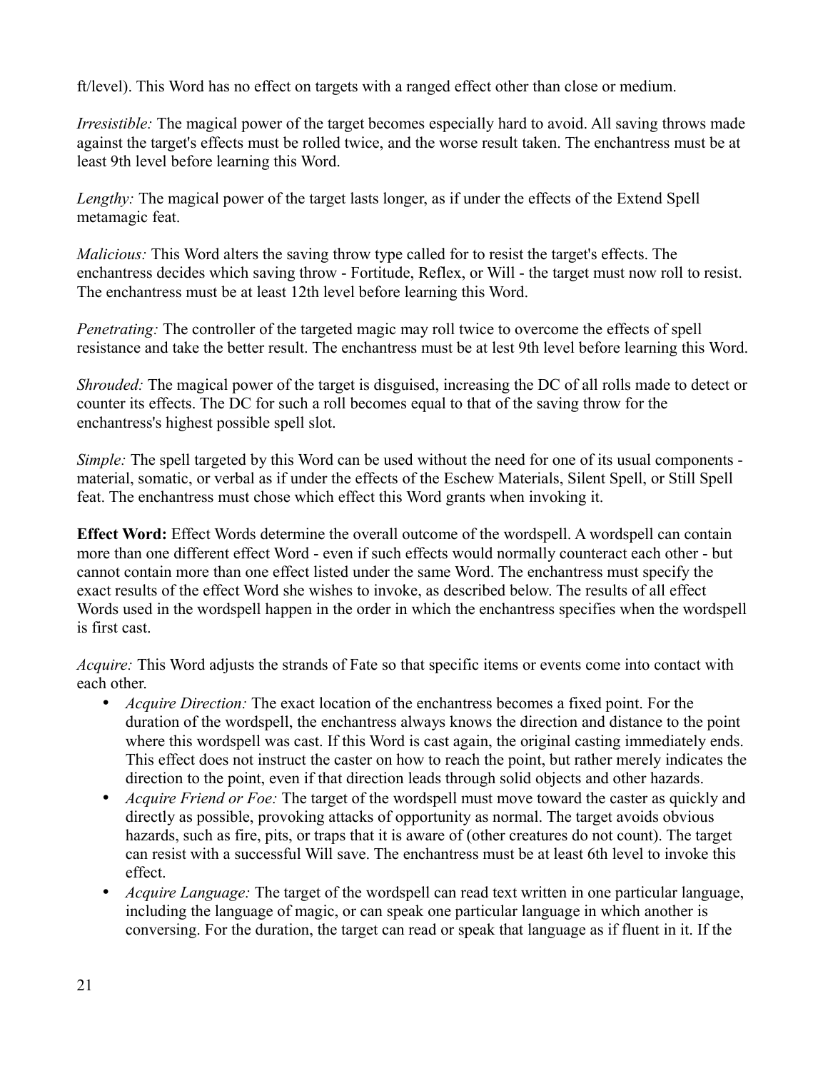ft/level). This Word has no effect on targets with a ranged effect other than close or medium.

*Irresistible:* The magical power of the target becomes especially hard to avoid. All saving throws made against the target's effects must be rolled twice, and the worse result taken. The enchantress must be at least 9th level before learning this Word.

*Lengthy:* The magical power of the target lasts longer, as if under the effects of the Extend Spell metamagic feat.

*Malicious:* This Word alters the saving throw type called for to resist the target's effects. The enchantress decides which saving throw - Fortitude, Reflex, or Will - the target must now roll to resist. The enchantress must be at least 12th level before learning this Word.

*Penetrating:* The controller of the targeted magic may roll twice to overcome the effects of spell resistance and take the better result. The enchantress must be at lest 9th level before learning this Word.

*Shrouded:* The magical power of the target is disguised, increasing the DC of all rolls made to detect or counter its effects. The DC for such a roll becomes equal to that of the saving throw for the enchantress's highest possible spell slot.

*Simple:* The spell targeted by this Word can be used without the need for one of its usual components - material, somatic, or verbal as if under the effects of the Eschew Materials, Silent Spell, or Still Spell feat. The enchantress must chose which effect this Word grants when invoking it.

**Effect Word:** Effect Words determine the overall outcome of the wordspell. A wordspell can contain more than one different effect Word - even if such effects would normally counteract each other - but cannot contain more than one effect listed under the same Word. The enchantress must specify the exact results of the effect Word she wishes to invoke, as described below. The results of all effect Words used in the wordspell happen in the order in which the enchantress specifies when the wordspell is first cast.

*Acquire:* This Word adjusts the strands of Fate so that specific items or events come into contact with each other.

- *Acquire Direction:* The exact location of the enchantress becomes a fixed point. For the duration of the wordspell, the enchantress always knows the direction and distance to the point where this wordspell was cast. If this Word is cast again, the original casting immediately ends. This effect does not instruct the caster on how to reach the point, but rather merely indicates the direction to the point, even if that direction leads through solid objects and other hazards.
- *Acquire Friend or Foe:* The target of the wordspell must move toward the caster as quickly and directly as possible, provoking attacks of opportunity as normal. The target avoids obvious hazards, such as fire, pits, or traps that it is aware of (other creatures do not count). The target can resist with a successful Will save. The enchantress must be at least 6th level to invoke this effect.
- *Acquire Language:* The target of the wordspell can read text written in one particular language, including the language of magic, or can speak one particular language in which another is conversing. For the duration, the target can read or speak that language as if fluent in it. If the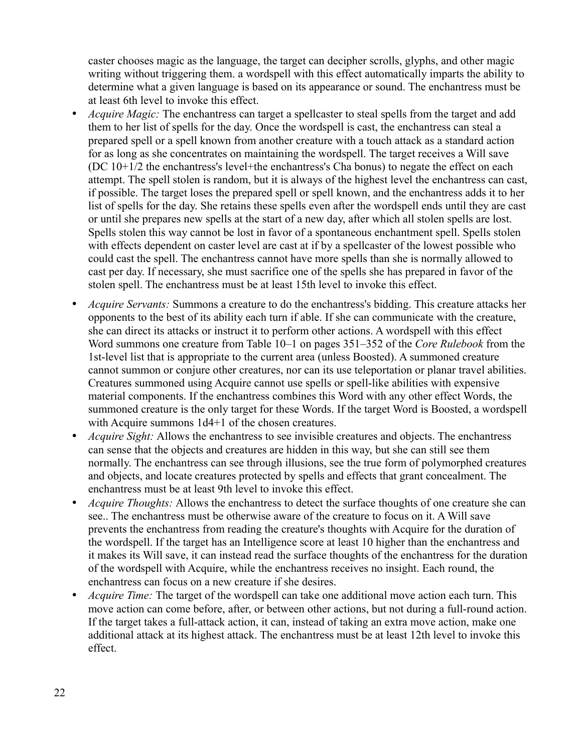caster chooses magic as the language, the target can decipher scrolls, glyphs, and other magic writing without triggering them. a wordspell with this effect automatically imparts the ability to determine what a given language is based on its appearance or sound. The enchantress must be at least 6th level to invoke this effect.

- *Acquire Magic:* The enchantress can target a spellcaster to steal spells from the target and add them to her list of spells for the day. Once the wordspell is cast, the enchantress can steal a prepared spell or a spell known from another creature with a touch attack as a standard action for as long as she concentrates on maintaining the wordspell. The target receives a Will save (DC 10+1/2 the enchantress's level+the enchantress's Cha bonus) to negate the effect on each attempt. The spell stolen is random, but it is always of the highest level the enchantress can cast, if possible. The target loses the prepared spell or spell known, and the enchantress adds it to her list of spells for the day. She retains these spells even after the wordspell ends until they are cast or until she prepares new spells at the start of a new day, after which all stolen spells are lost. Spells stolen this way cannot be lost in favor of a spontaneous enchantment spell. Spells stolen with effects dependent on caster level are cast at if by a spellcaster of the lowest possible who could cast the spell. The enchantress cannot have more spells than she is normally allowed to cast per day. If necessary, she must sacrifice one of the spells she has prepared in favor of the stolen spell. The enchantress must be at least 15th level to invoke this effect.
- *Acquire Servants:* Summons a creature to do the enchantress's bidding. This creature attacks her opponents to the best of its ability each turn if able. If she can communicate with the creature, she can direct its attacks or instruct it to perform other actions. A wordspell with this effect Word summons one creature from Table 10–1 on pages 351–352 of the *Core Rulebook* from the 1st-level list that is appropriate to the current area (unless Boosted). A summoned creature cannot summon or conjure other creatures, nor can its use teleportation or planar travel abilities. Creatures summoned using Acquire cannot use spells or spell-like abilities with expensive material components. If the enchantress combines this Word with any other effect Words, the summoned creature is the only target for these Words. If the target Word is Boosted, a wordspell with Acquire summons 1d4+1 of the chosen creatures.
- *Acquire Sight:* Allows the enchantress to see invisible creatures and objects. The enchantress can sense that the objects and creatures are hidden in this way, but she can still see them normally. The enchantress can see through illusions, see the true form of polymorphed creatures and objects, and locate creatures protected by spells and effects that grant concealment. The enchantress must be at least 9th level to invoke this effect.
- *Acquire Thoughts:* Allows the enchantress to detect the surface thoughts of one creature she can see.. The enchantress must be otherwise aware of the creature to focus on it. A Will save prevents the enchantress from reading the creature's thoughts with Acquire for the duration of the wordspell. If the target has an Intelligence score at least 10 higher than the enchantress and it makes its Will save, it can instead read the surface thoughts of the enchantress for the duration of the wordspell with Acquire, while the enchantress receives no insight. Each round, the enchantress can focus on a new creature if she desires.
- *Acquire Time:* The target of the wordspell can take one additional move action each turn. This move action can come before, after, or between other actions, but not during a full-round action. If the target takes a full-attack action, it can, instead of taking an extra move action, make one additional attack at its highest attack. The enchantress must be at least 12th level to invoke this effect.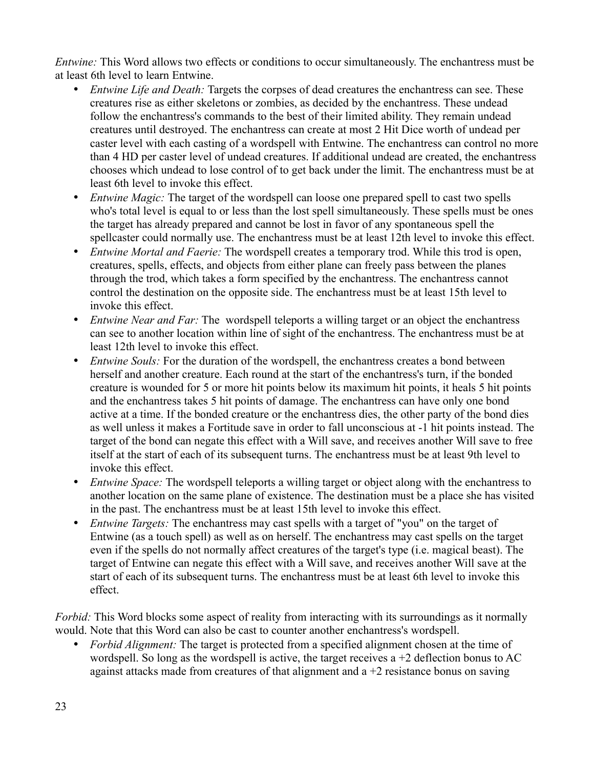*Entwine:* This Word allows two effects or conditions to occur simultaneously. The enchantress must be at least 6th level to learn Entwine.

- *Entwine Life and Death:* Targets the corpses of dead creatures the enchantress can see. These creatures rise as either skeletons or zombies, as decided by the enchantress. These undead follow the enchantress's commands to the best of their limited ability. They remain undead creatures until destroyed. The enchantress can create at most 2 Hit Dice worth of undead per caster level with each casting of a wordspell with Entwine. The enchantress can control no more than 4 HD per caster level of undead creatures. If additional undead are created, the enchantress chooses which undead to lose control of to get back under the limit. The enchantress must be at least 6th level to invoke this effect.
- *Entwine Magic:* The target of the wordspell can loose one prepared spell to cast two spells who's total level is equal to or less than the lost spell simultaneously. These spells must be ones the target has already prepared and cannot be lost in favor of any spontaneous spell the spellcaster could normally use. The enchantress must be at least 12th level to invoke this effect.
- *Entwine Mortal and Faerie:* The wordspell creates a temporary trod. While this trod is open, creatures, spells, effects, and objects from either plane can freely pass between the planes through the trod, which takes a form specified by the enchantress. The enchantress cannot control the destination on the opposite side. The enchantress must be at least 15th level to invoke this effect.
- *Entwine Near and Far:* The wordspell teleports a willing target or an object the enchantress can see to another location within line of sight of the enchantress. The enchantress must be at least 12th level to invoke this effect.
- *Entwine Souls:* For the duration of the wordspell, the enchantress creates a bond between herself and another creature. Each round at the start of the enchantress's turn, if the bonded creature is wounded for 5 or more hit points below its maximum hit points, it heals 5 hit points and the enchantress takes 5 hit points of damage. The enchantress can have only one bond active at a time. If the bonded creature or the enchantress dies, the other party of the bond dies as well unless it makes a Fortitude save in order to fall unconscious at -1 hit points instead. The target of the bond can negate this effect with a Will save, and receives another Will save to free itself at the start of each of its subsequent turns. The enchantress must be at least 9th level to invoke this effect.
- *Entwine Space:* The wordspell teleports a willing target or object along with the enchantress to another location on the same plane of existence. The destination must be a place she has visited in the past. The enchantress must be at least 15th level to invoke this effect.
- *Entwine Targets:* The enchantress may cast spells with a target of "you" on the target of Entwine (as a touch spell) as well as on herself. The enchantress may cast spells on the target even if the spells do not normally affect creatures of the target's type (i.e. magical beast). The target of Entwine can negate this effect with a Will save, and receives another Will save at the start of each of its subsequent turns. The enchantress must be at least 6th level to invoke this effect.

*Forbid:* This Word blocks some aspect of reality from interacting with its surroundings as it normally would. Note that this Word can also be cast to counter another enchantress's wordspell.

- *Forbid Alignment:* The target is protected from a specified alignment chosen at the time of wordspell. So long as the wordspell is active, the target receives a +2 deflection bonus to AC against attacks made from creatures of that alignment and a +2 resistance bonus on saving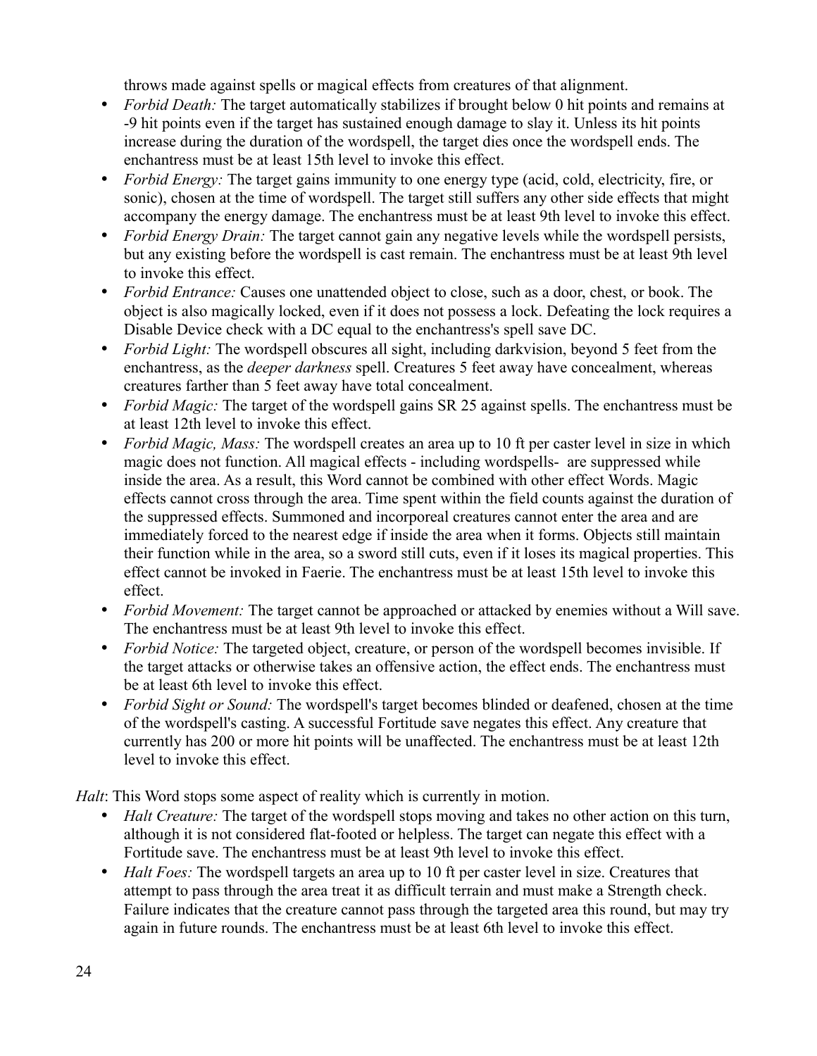throws made against spells or magical effects from creatures of that alignment.

- *Forbid Death:* The target automatically stabilizes if brought below 0 hit points and remains at -9 hit points even if the target has sustained enough damage to slay it. Unless its hit points increase during the duration of the wordspell, the target dies once the wordspell ends. The enchantress must be at least 15th level to invoke this effect.
- *Forbid Energy:* The target gains immunity to one energy type (acid, cold, electricity, fire, or sonic), chosen at the time of wordspell. The target still suffers any other side effects that might accompany the energy damage. The enchantress must be at least 9th level to invoke this effect.
- *Forbid Energy Drain:* The target cannot gain any negative levels while the wordspell persists, but any existing before the wordspell is cast remain. The enchantress must be at least 9th level to invoke this effect.
- *Forbid Entrance:* Causes one unattended object to close, such as a door, chest, or book. The object is also magically locked, even if it does not possess a lock. Defeating the lock requires a Disable Device check with a DC equal to the enchantress's spell save DC.
- *Forbid Light:* The wordspell obscures all sight, including darkvision, beyond 5 feet from the enchantress, as the *deeper darkness* spell. Creatures 5 feet away have concealment, whereas creatures farther than 5 feet away have total concealment.
- *Forbid Magic:* The target of the wordspell gains SR 25 against spells. The enchantress must be at least 12th level to invoke this effect.
- *Forbid Magic, Mass:* The wordspell creates an area up to 10 ft per caster level in size in which magic does not function. All magical effects - including wordspells- are suppressed while inside the area. As a result, this Word cannot be combined with other effect Words. Magic effects cannot cross through the area. Time spent within the field counts against the duration of the suppressed effects. Summoned and incorporeal creatures cannot enter the area and are immediately forced to the nearest edge if inside the area when it forms. Objects still maintain their function while in the area, so a sword still cuts, even if it loses its magical properties. This effect cannot be invoked in Faerie. The enchantress must be at least 15th level to invoke this effect.
- *Forbid Movement:* The target cannot be approached or attacked by enemies without a Will save. The enchantress must be at least 9th level to invoke this effect.
- *Forbid Notice:* The targeted object, creature, or person of the wordspell becomes invisible. If the target attacks or otherwise takes an offensive action, the effect ends. The enchantress must be at least 6th level to invoke this effect.
- *Forbid Sight or Sound:* The wordspell's target becomes blinded or deafened, chosen at the time of the wordspell's casting. A successful Fortitude save negates this effect. Any creature that currently has 200 or more hit points will be unaffected. The enchantress must be at least 12th level to invoke this effect.

*Halt*: This Word stops some aspect of reality which is currently in motion.

- *Halt Creature:* The target of the wordspell stops moving and takes no other action on this turn, although it is not considered flat-footed or helpless. The target can negate this effect with a Fortitude save. The enchantress must be at least 9th level to invoke this effect.
- *Halt Foes:* The wordspell targets an area up to 10 ft per caster level in size. Creatures that attempt to pass through the area treat it as difficult terrain and must make a Strength check. Failure indicates that the creature cannot pass through the targeted area this round, but may try again in future rounds. The enchantress must be at least 6th level to invoke this effect.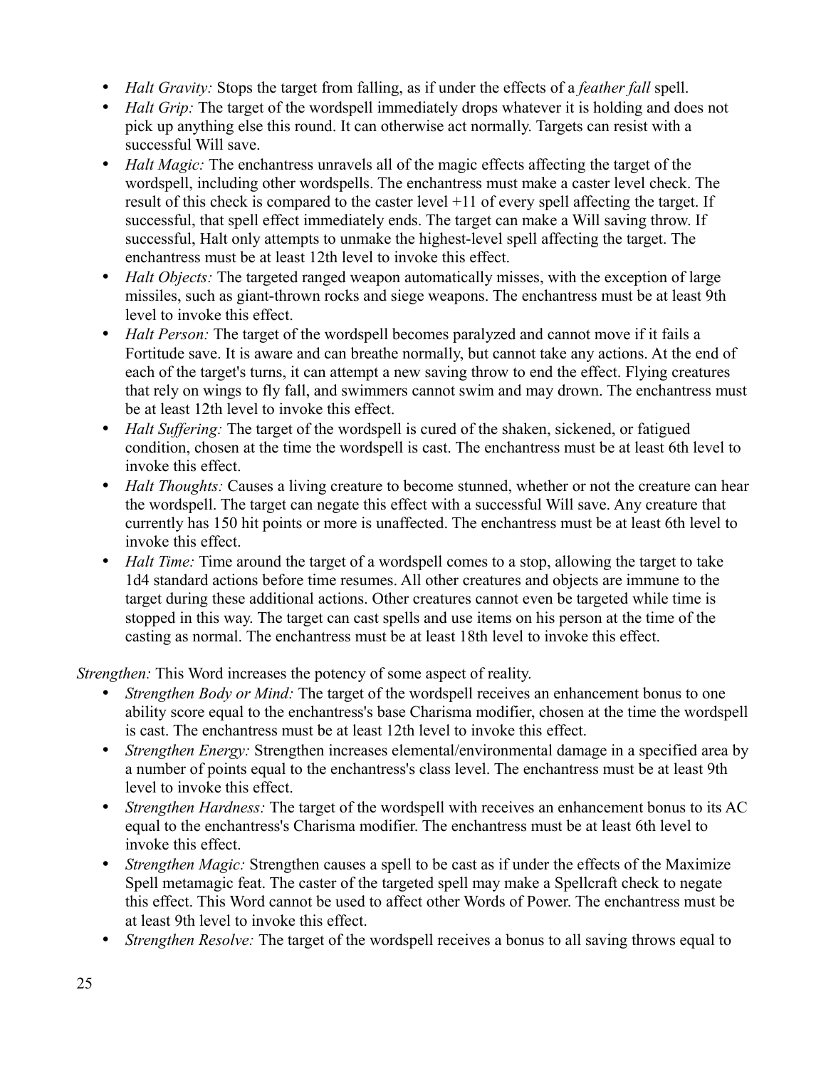- *Halt Gravity:* Stops the target from falling, as if under the effects of a *feather fall* spell.
- *Halt Grip:* The target of the wordspell immediately drops whatever it is holding and does not pick up anything else this round. It can otherwise act normally. Targets can resist with a successful Will save.
- *Halt Magic:* The enchantress unravels all of the magic effects affecting the target of the wordspell, including other wordspells. The enchantress must make a caster level check. The result of this check is compared to the caster level +11 of every spell affecting the target. If successful, that spell effect immediately ends. The target can make a Will saving throw. If successful, Halt only attempts to unmake the highest-level spell affecting the target. The enchantress must be at least 12th level to invoke this effect.
- *Halt Objects:* The targeted ranged weapon automatically misses, with the exception of large missiles, such as giant-thrown rocks and siege weapons. The enchantress must be at least 9th level to invoke this effect.
- *Halt Person:* The target of the wordspell becomes paralyzed and cannot move if it fails a Fortitude save. It is aware and can breathe normally, but cannot take any actions. At the end of each of the target's turns, it can attempt a new saving throw to end the effect. Flying creatures that rely on wings to fly fall, and swimmers cannot swim and may drown. The enchantress must be at least 12th level to invoke this effect.
- *Halt Suffering:* The target of the wordspell is cured of the shaken, sickened, or fatigued condition, chosen at the time the wordspell is cast. The enchantress must be at least 6th level to invoke this effect.
- *Halt Thoughts:* Causes a living creature to become stunned, whether or not the creature can hear the wordspell. The target can negate this effect with a successful Will save. Any creature that currently has 150 hit points or more is unaffected. The enchantress must be at least 6th level to invoke this effect.
- *Halt Time:* Time around the target of a wordspell comes to a stop, allowing the target to take 1d4 standard actions before time resumes. All other creatures and objects are immune to the target during these additional actions. Other creatures cannot even be targeted while time is stopped in this way. The target can cast spells and use items on his person at the time of the casting as normal. The enchantress must be at least 18th level to invoke this effect.

*Strengthen:* This Word increases the potency of some aspect of reality.

- *Strengthen Body or Mind:* The target of the wordspell receives an enhancement bonus to one ability score equal to the enchantress's base Charisma modifier, chosen at the time the wordspell is cast. The enchantress must be at least 12th level to invoke this effect.
- *Strengthen Energy:* Strengthen increases elemental/environmental damage in a specified area by a number of points equal to the enchantress's class level. The enchantress must be at least 9th level to invoke this effect.
- *Strengthen Hardness:* The target of the wordspell with receives an enhancement bonus to its AC equal to the enchantress's Charisma modifier. The enchantress must be at least 6th level to invoke this effect.
- *Strengthen Magic:* Strengthen causes a spell to be cast as if under the effects of the Maximize Spell metamagic feat. The caster of the targeted spell may make a Spellcraft check to negate this effect. This Word cannot be used to affect other Words of Power. The enchantress must be at least 9th level to invoke this effect.
- *Strengthen Resolve:* The target of the wordspell receives a bonus to all saving throws equal to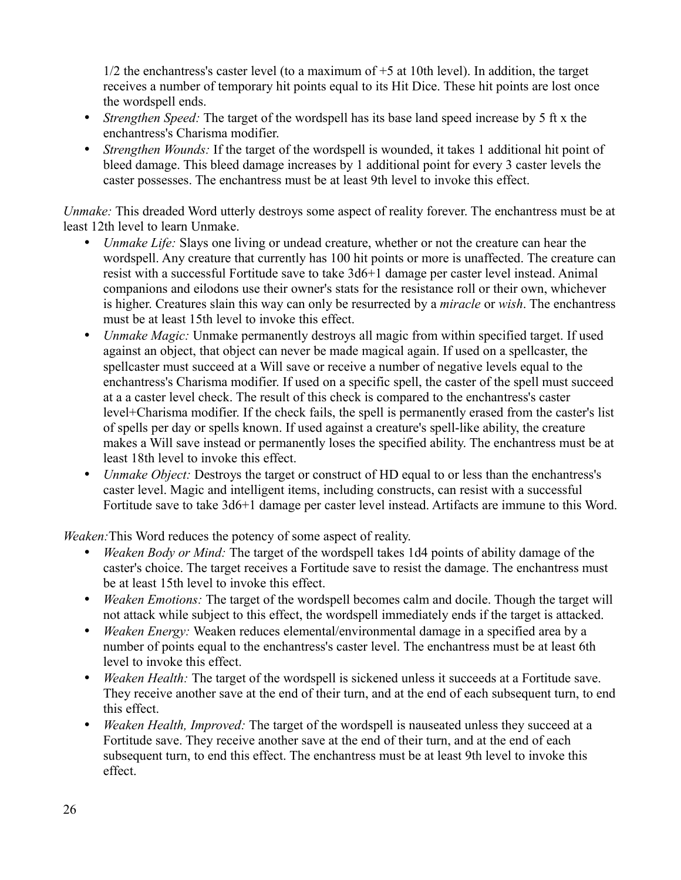1/2 the enchantress's caster level (to a maximum of +5 at 10th level). In addition, the target receives a number of temporary hit points equal to its Hit Dice. These hit points are lost once the wordspell ends.

- *Strengthen Speed:* The target of the wordspell has its base land speed increase by 5 ft x the enchantress's Charisma modifier.
- *Strengthen Wounds:* If the target of the wordspell is wounded, it takes 1 additional hit point of bleed damage. This bleed damage increases by 1 additional point for every 3 caster levels the caster possesses. The enchantress must be at least 9th level to invoke this effect.

*Unmake:* This dreaded Word utterly destroys some aspect of reality forever. The enchantress must be at least 12th level to learn Unmake.

- *Unmake Life:* Slays one living or undead creature, whether or not the creature can hear the wordspell. Any creature that currently has 100 hit points or more is unaffected. The creature can resist with a successful Fortitude save to take 3d6+1 damage per caster level instead. Animal companions and eilodons use their owner's stats for the resistance roll or their own, whichever is higher. Creatures slain this way can only be resurrected by a *miracle* or *wish*. The enchantress must be at least 15th level to invoke this effect.
- *Unmake Magic:* Unmake permanently destroys all magic from within specified target. If used against an object, that object can never be made magical again. If used on a spellcaster, the spellcaster must succeed at a Will save or receive a number of negative levels equal to the enchantress's Charisma modifier. If used on a specific spell, the caster of the spell must succeed at a a caster level check. The result of this check is compared to the enchantress's caster level+Charisma modifier. If the check fails, the spell is permanently erased from the caster's list of spells per day or spells known. If used against a creature's spell-like ability, the creature makes a Will save instead or permanently loses the specified ability. The enchantress must be at least 18th level to invoke this effect.
- *Unmake Object:* Destroys the target or construct of HD equal to or less than the enchantress's caster level. Magic and intelligent items, including constructs, can resist with a successful Fortitude save to take 3d6+1 damage per caster level instead. Artifacts are immune to this Word.

*Weaken:*This Word reduces the potency of some aspect of reality.

- *Weaken Body or Mind:* The target of the wordspell takes 1d4 points of ability damage of the caster's choice. The target receives a Fortitude save to resist the damage. The enchantress must be at least 15th level to invoke this effect.
- *Weaken Emotions:* The target of the wordspell becomes calm and docile. Though the target will not attack while subject to this effect, the wordspell immediately ends if the target is attacked.
- *Weaken Energy:* Weaken reduces elemental/environmental damage in a specified area by a number of points equal to the enchantress's caster level. The enchantress must be at least 6th level to invoke this effect.
- *Weaken Health:* The target of the wordspell is sickened unless it succeeds at a Fortitude save. They receive another save at the end of their turn, and at the end of each subsequent turn, to end this effect.
- *Weaken Health, Improved:* The target of the wordspell is nauseated unless they succeed at a Fortitude save. They receive another save at the end of their turn, and at the end of each subsequent turn, to end this effect. The enchantress must be at least 9th level to invoke this effect.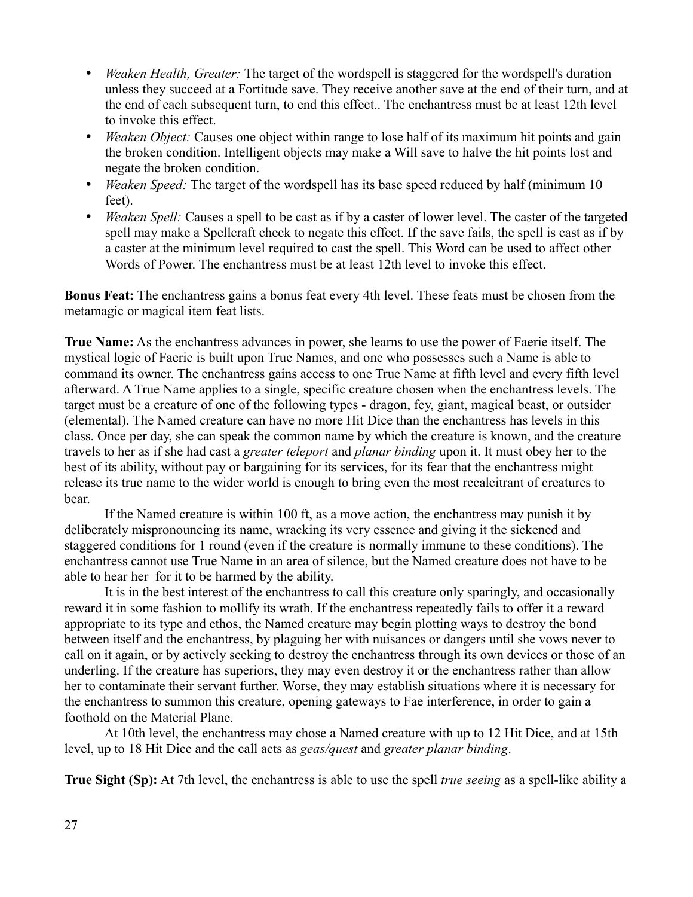- *Weaken Health, Greater:* The target of the wordspell is staggered for the wordspell's duration unless they succeed at a Fortitude save. They receive another save at the end of their turn, and at the end of each subsequent turn, to end this effect.. The enchantress must be at least 12th level to invoke this effect.
- *Weaken Object:* Causes one object within range to lose half of its maximum hit points and gain the broken condition. Intelligent objects may make a Will save to halve the hit points lost and negate the broken condition.
- *Weaken Speed:* The target of the wordspell has its base speed reduced by half (minimum 10 feet).
- *Weaken Spell:* Causes a spell to be cast as if by a caster of lower level. The caster of the targeted spell may make a Spellcraft check to negate this effect. If the save fails, the spell is cast as if by a caster at the minimum level required to cast the spell. This Word can be used to affect other Words of Power. The enchantress must be at least 12th level to invoke this effect.

**Bonus Feat:** The enchantress gains a bonus feat every 4th level. These feats must be chosen from the metamagic or magical item feat lists.

**True Name:** As the enchantress advances in power, she learns to use the power of Faerie itself. The mystical logic of Faerie is built upon True Names, and one who possesses such a Name is able to command its owner. The enchantress gains access to one True Name at fifth level and every fifth level afterward. A True Name applies to a single, specific creature chosen when the enchantress levels. The target must be a creature of one of the following types - dragon, fey, giant, magical beast, or outsider (elemental). The Named creature can have no more Hit Dice than the enchantress has levels in this class. Once per day, she can speak the common name by which the creature is known, and the creature travels to her as if she had cast a *greater teleport* and *planar binding* upon it. It must obey her to the best of its ability, without pay or bargaining for its services, for its fear that the enchantress might release its true name to the wider world is enough to bring even the most recalcitrant of creatures to bear.

If the Named creature is within 100 ft, as a move action, the enchantress may punish it by deliberately mispronouncing its name, wracking its very essence and giving it the sickened and staggered conditions for 1 round (even if the creature is normally immune to these conditions). The enchantress cannot use True Name in an area of silence, but the Named creature does not have to be able to hear her for it to be harmed by the ability.

It is in the best interest of the enchantress to call this creature only sparingly, and occasionally reward it in some fashion to mollify its wrath. If the enchantress repeatedly fails to offer it a reward appropriate to its type and ethos, the Named creature may begin plotting ways to destroy the bond between itself and the enchantress, by plaguing her with nuisances or dangers until she vows never to call on it again, or by actively seeking to destroy the enchantress through its own devices or those of an underling. If the creature has superiors, they may even destroy it or the enchantress rather than allow her to contaminate their servant further. Worse, they may establish situations where it is necessary for the enchantress to summon this creature, opening gateways to Fae interference, in order to gain a foothold on the Material Plane.

At 10th level, the enchantress may chose a Named creature with up to 12 Hit Dice, and at 15th level, up to 18 Hit Dice and the call acts as *geas/quest* and *greater planar binding*.

**True Sight (Sp):** At 7th level, the enchantress is able to use the spell *true seeing* as a spell-like ability a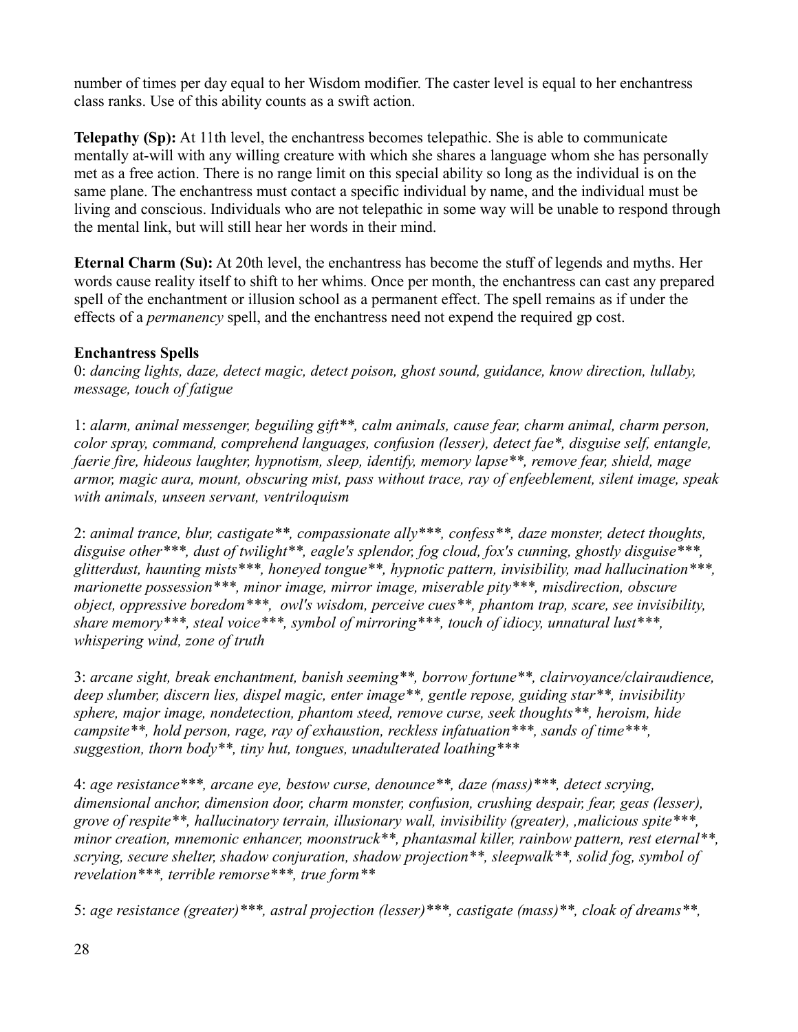number of times per day equal to her Wisdom modifier. The caster level is equal to her enchantress class ranks. Use of this ability counts as a swift action.

**Telepathy (Sp):** At 11th level, the enchantress becomes telepathic. She is able to communicate mentally at-will with any willing creature with which she shares a language whom she has personally met as a free action. There is no range limit on this special ability so long as the individual is on the same plane. The enchantress must contact a specific individual by name, and the individual must be living and conscious. Individuals who are not telepathic in some way will be unable to respond through the mental link, but will still hear her words in their mind.

**Eternal Charm (Su):** At 20th level, the enchantress has become the stuff of legends and myths. Her words cause reality itself to shift to her whims. Once per month, the enchantress can cast any prepared spell of the enchantment or illusion school as a permanent effect. The spell remains as if under the effects of a *permanency* spell, and the enchantress need not expend the required gp cost.

**Enchantress Spells**

0: *dancing lights, daze, detect magic, detect poison, ghost sound, guidance, know direction, lullaby, message, touch of fatigue*

1: *alarm, animal messenger, beguiling gift**, calm animals, cause fear, charm animal, charm person, color spray, command, comprehend languages, confusion (lesser), detect fae*, disguise self, entangle, faerie fire, hideous laughter, hypnotism, sleep, identify, memory lapse**, remove fear, shield, mage armor, magic aura, mount, obscuring mist, pass without trace, ray of enfeeblement, silent image, speak with animals, unseen servant, ventriloquism*

2: *animal trance, blur, castigate**, compassionate ally***, confess**, daze monster, detect thoughts, disguise other***, dust of twilight**, eagle's splendor, fog cloud, fox's cunning, ghostly disguise***, glitterdust, haunting mists***, honeyed tongue**, hypnotic pattern, invisibility, mad hallucination***, marionette possession***, minor image, mirror image, miserable pity***, misdirection, obscure object, oppressive boredom***, owl's wisdom, perceive cues**, phantom trap, scare, see invisibility, share memory***, steal voice***, symbol of mirroring***, touch of idiocy, unnatural lust***, whispering wind, zone of truth*

3: *arcane sight, break enchantment, banish seeming**, borrow fortune**, clairvoyance/clairaudience, deep slumber, discern lies, dispel magic, enter image**, gentle repose, guiding star**, invisibility sphere, major image, nondetection, phantom steed, remove curse, seek thoughts**, heroism, hide campsite**, hold person, rage, ray of exhaustion, reckless infatuation***, sands of time***, suggestion, thorn body**, tiny hut, tongues, unadulterated loathing****

4: *age resistance***, arcane eye, bestow curse, denounce**, daze (mass)***, detect scrying, dimensional anchor, dimension door, charm monster, confusion, crushing despair, fear, geas (lesser), grove of respite**, hallucinatory terrain, illusionary wall, invisibility (greater), ,malicious spite***, minor creation, mnemonic enhancer, moonstruck**, phantasmal killer, rainbow pattern, rest eternal**, scrying, secure shelter, shadow conjuration, shadow projection**, sleepwalk**, solid fog, symbol of revelation***, terrible remorse***, true form***

5: *age resistance (greater)***, astral projection (lesser)***, castigate (mass)**, cloak of dreams**,*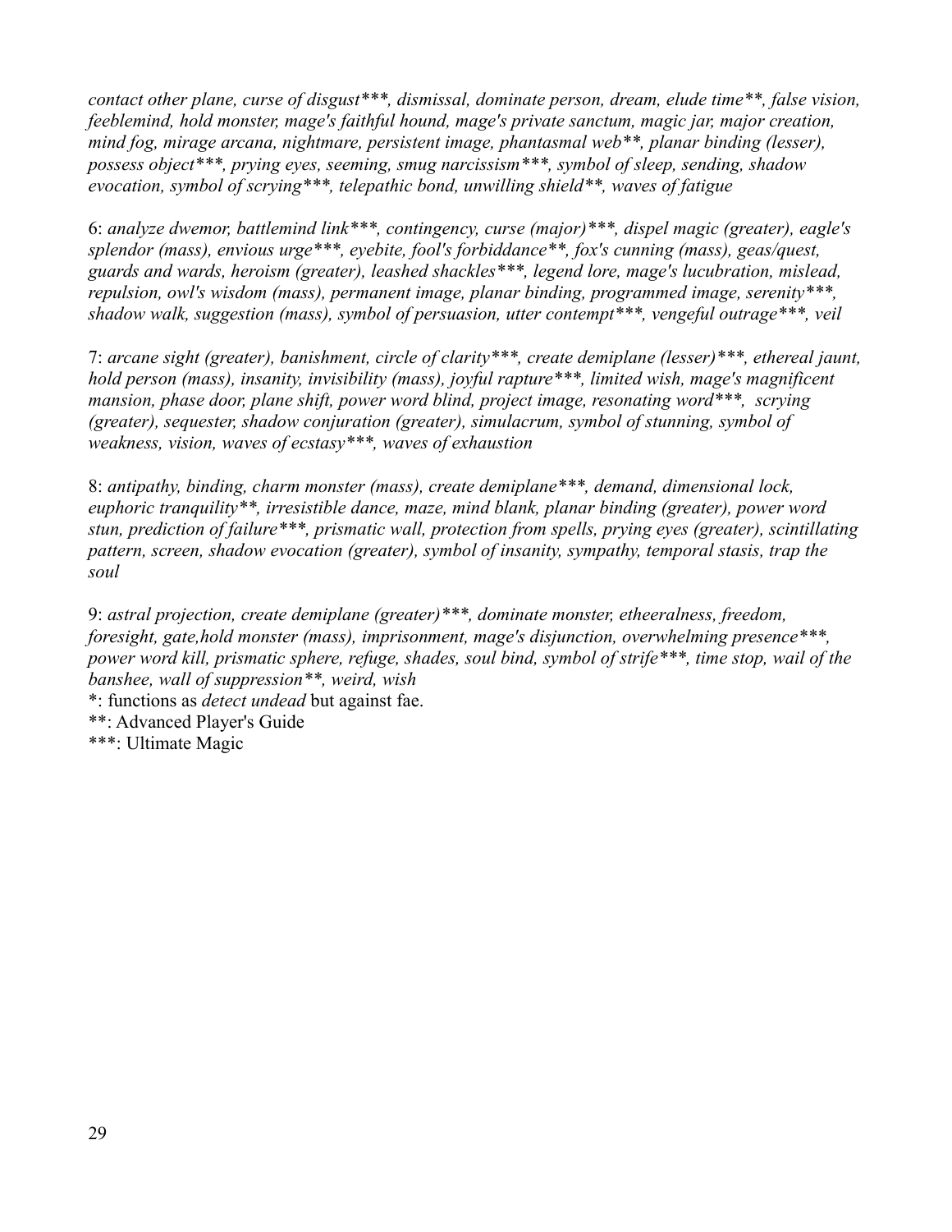*contact other plane, curse of disgust\*\*\*, dismissal, dominate person, dream, elude time\*\*, false vision, feeblemind, hold monster, mage's faithful hound, mage's private sanctum, magic jar, major creation, mind fog, mirage arcana, nightmare, persistent image, phantasmal web\*\*, planar binding (lesser), possess object\*\*\*, prying eyes, seeming, smug narcissism\*\*\*, symbol of sleep, sending, shadow evocation, symbol of scrying\*\*\*, telepathic bond, unwilling shield\*\*, waves of fatigue*

6: *analyze dwemor, battlemind link\*\*\*, contingency, curse (major)\*\*\*, dispel magic (greater), eagle's splendor (mass), envious urge\*\*\*, eyebite, fool's forbiddance\*\*, fox's cunning (mass), geas/quest, guards and wards, heroism (greater), leashed shackles\*\*\*, legend lore, mage's lucubration, mislead, repulsion, owl's wisdom (mass), permanent image, planar binding, programmed image, serenity\*\*\*, shadow walk, suggestion (mass), symbol of persuasion, utter contempt\*\*\*, vengeful outrage\*\*\*, veil*

7: *arcane sight (greater), banishment, circle of clarity\*\*\*, create demiplane (lesser)\*\*\*, ethereal jaunt, hold person (mass), insanity, invisibility (mass), joyful rapture\*\*\*, limited wish, mage's magnificent mansion, phase door, plane shift, power word blind, project image, resonating word\*\*\*, scrying (greater), sequester, shadow conjuration (greater), simulacrum, symbol of stunning, symbol of weakness, vision, waves of ecstasy\*\*\*, waves of exhaustion*

8: *antipathy, binding, charm monster (mass), create demiplane\*\*\*, demand, dimensional lock, euphoric tranquility\*\*, irresistible dance, maze, mind blank, planar binding (greater), power word stun, prediction of failure\*\*\*, prismatic wall, protection from spells, prying eyes (greater), scintillating pattern, screen, shadow evocation (greater), symbol of insanity, sympathy, temporal stasis, trap the soul*

9: *astral projection, create demiplane (greater)\*\*\*, dominate monster, etheeralness, freedom, foresight, gate,hold monster (mass), imprisonment, mage's disjunction, overwhelming presence\*\*\*, power word kill, prismatic sphere, refuge, shades, soul bind, symbol of strife\*\*\*, time stop, wail of the banshee, wall of suppression\*\*, weird, wish*

\*: functions as *detect undead* but against fae.

\*\*: Advanced Player's Guide

\*\*\*: Ultimate Magic